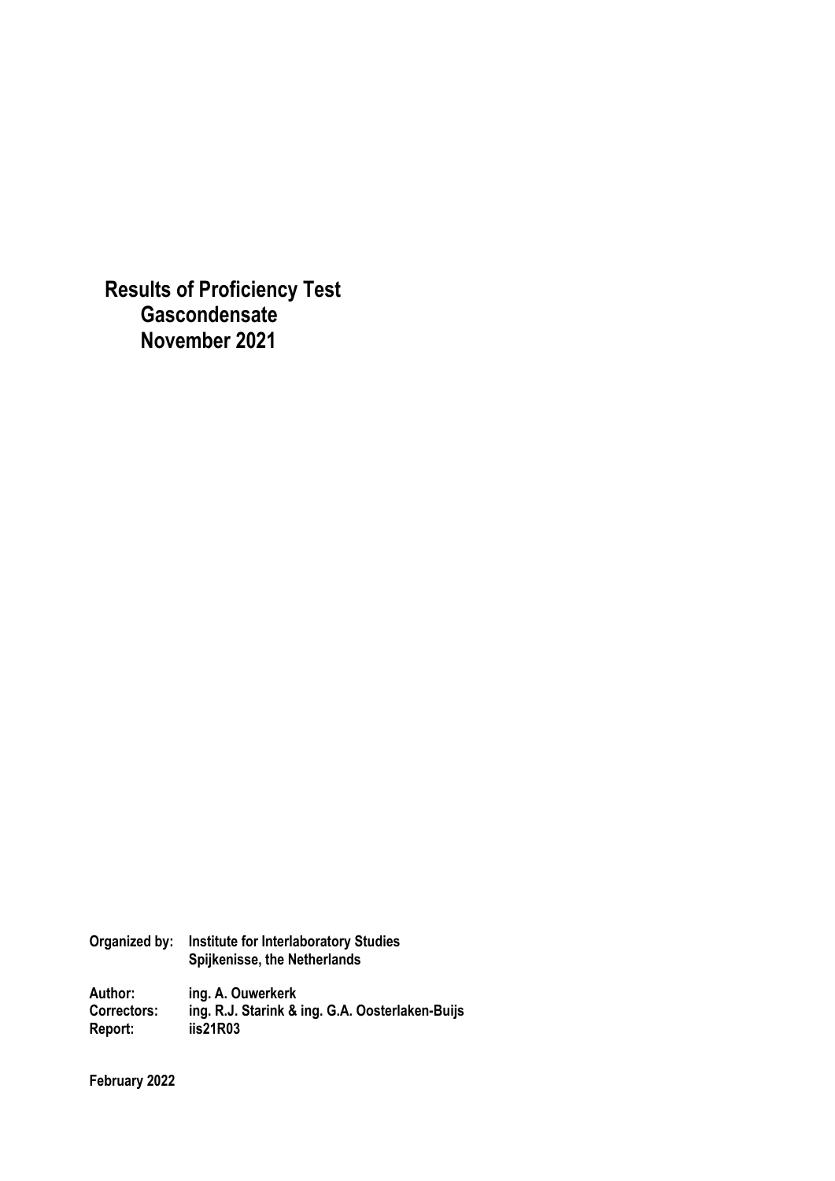# Results of Proficiency Test Gascondensate November 2021

**Organized by:** Institute for Interlaboratory Studies
Spijkenisse, the Netherlands

**Author:** ing. A. Ouwerkerk
**Correctors:** ing. R.J. Starink & ing. G.A. Oosterlaken-Buijs
**Report:** iis21R03

**February 2022**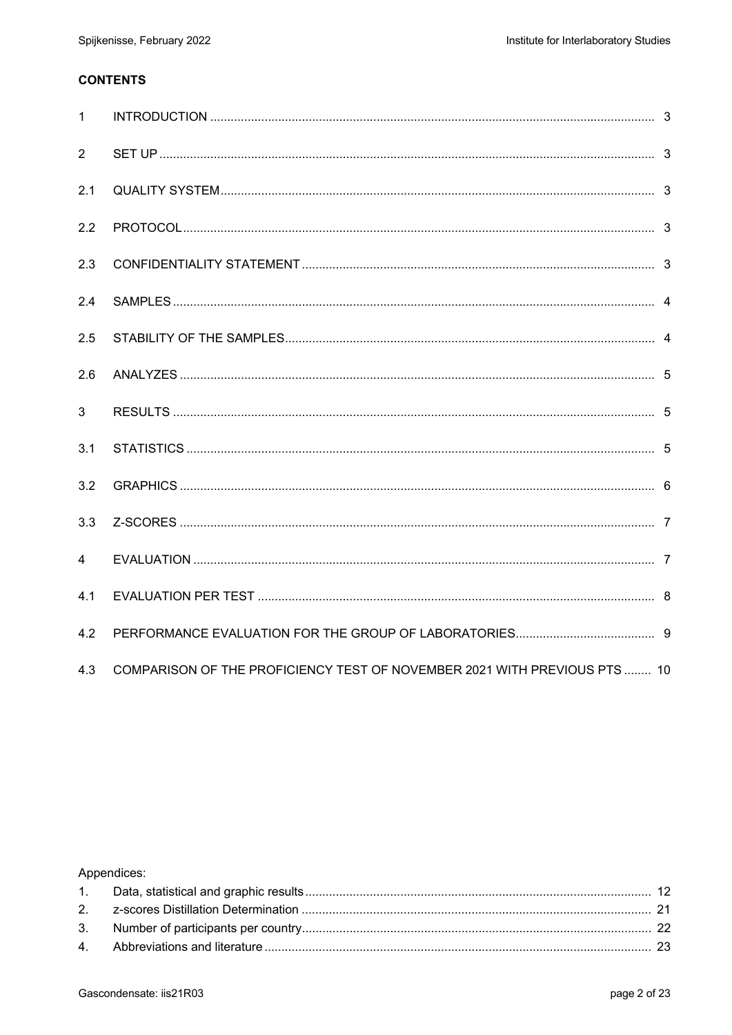**CONTENTS**

| | | |
|---|---|---|
| 1 | INTRODUCTION | 3 |
| 2 | SET UP | 3 |
| 2.1 | QUALITY SYSTEM | 3 |
| 2.2 | PROTOCOL | 3 |
| 2.3 | CONFIDENTIALITY STATEMENT | 3 |
| 2.4 | SAMPLES | 4 |
| 2.5 | STABILITY OF THE SAMPLES | 4 |
| 2.6 | ANALYZES | 5 |
| 3 | RESULTS | 5 |
| 3.1 | STATISTICS | 5 |
| 3.2 | GRAPHICS | 6 |
| 3.3 | Z-SCORES | 7 |
| 4 | EVALUATION | 7 |
| 4.1 | EVALUATION PER TEST | 8 |
| 4.2 | PERFORMANCE EVALUATION FOR THE GROUP OF LABORATORIES | 9 |
| 4.3 | COMPARISON OF THE PROFICIENCY TEST OF NOVEMBER 2021 WITH PREVIOUS PTS | 10 |

Appendices:

| | | |
|---|---|---|
| 1. | Data, statistical and graphic results | 12 |
| 2. | z-scores Distillation Determination | 21 |
| 3. | Number of participants per country | 22 |
| 4. | Abbreviations and literature | 23 |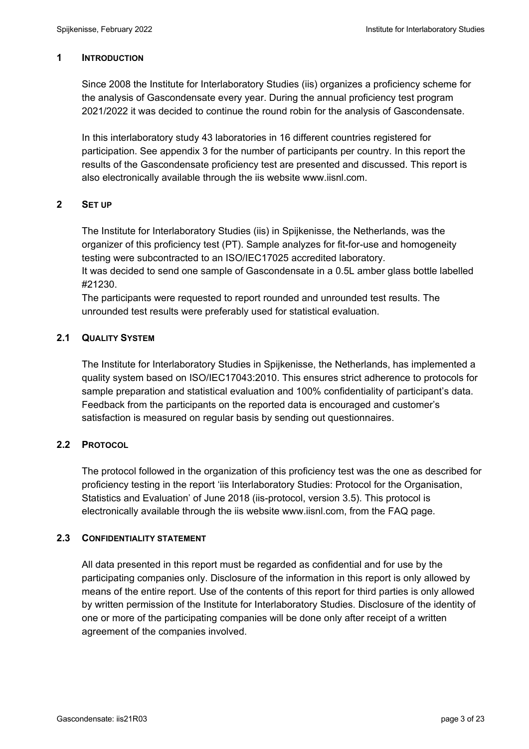## 1 INTRODUCTION

Since 2008 the Institute for Interlaboratory Studies (iis) organizes a proficiency scheme for the analysis of Gascondensate every year. During the annual proficiency test program 2021/2022 it was decided to continue the round robin for the analysis of Gascondensate.

In this interlaboratory study 43 laboratories in 16 different countries registered for participation. See appendix 3 for the number of participants per country. In this report the results of the Gascondensate proficiency test are presented and discussed. This report is also electronically available through the iis website www.iisnl.com.

## 2 SET UP

The Institute for Interlaboratory Studies (iis) in Spijkenisse, the Netherlands, was the organizer of this proficiency test (PT). Sample analyzes for fit-for-use and homogeneity testing were subcontracted to an ISO/IEC17025 accredited laboratory.
It was decided to send one sample of Gascondensate in a 0.5L amber glass bottle labelled #21230.
The participants were requested to report rounded and unrounded test results. The unrounded test results were preferably used for statistical evaluation.

### 2.1 QUALITY SYSTEM

The Institute for Interlaboratory Studies in Spijkenisse, the Netherlands, has implemented a quality system based on ISO/IEC17043:2010. This ensures strict adherence to protocols for sample preparation and statistical evaluation and 100% confidentiality of participant's data. Feedback from the participants on the reported data is encouraged and customer's satisfaction is measured on regular basis by sending out questionnaires.

### 2.2 PROTOCOL

The protocol followed in the organization of this proficiency test was the one as described for proficiency testing in the report 'iis Interlaboratory Studies: Protocol for the Organisation, Statistics and Evaluation' of June 2018 (iis-protocol, version 3.5). This protocol is electronically available through the iis website www.iisnl.com, from the FAQ page.

### 2.3 CONFIDENTIALITY STATEMENT

All data presented in this report must be regarded as confidential and for use by the participating companies only. Disclosure of the information in this report is only allowed by means of the entire report. Use of the contents of this report for third parties is only allowed by written permission of the Institute for Interlaboratory Studies. Disclosure of the identity of one or more of the participating companies will be done only after receipt of a written agreement of the companies involved.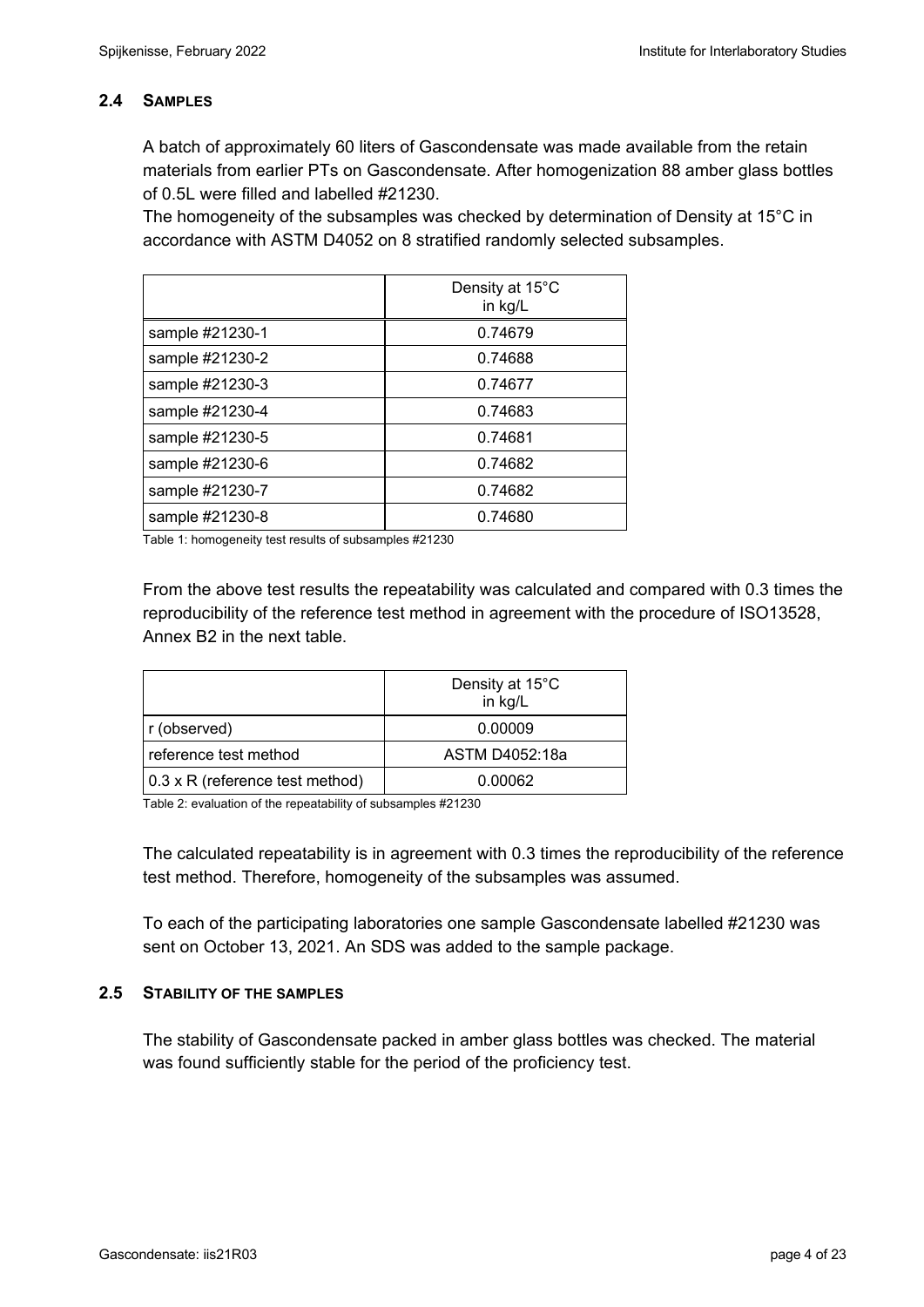### 2.4 SAMPLES

A batch of approximately 60 liters of Gascondensate was made available from the retain materials from earlier PTs on Gascondensate. After homogenization 88 amber glass bottles of 0.5L were filled and labelled #21230.

The homogeneity of the subsamples was checked by determination of Density at 15°C in accordance with ASTM D4052 on 8 stratified randomly selected subsamples.

| | Density at 15°C in kg/L |
|---|---|
| sample #21230-1 | 0.74679 |
| sample #21230-2 | 0.74688 |
| sample #21230-3 | 0.74677 |
| sample #21230-4 | 0.74683 |
| sample #21230-5 | 0.74681 |
| sample #21230-6 | 0.74682 |
| sample #21230-7 | 0.74682 |
| sample #21230-8 | 0.74680 |

Table 1: homogeneity test results of subsamples #21230

From the above test results the repeatability was calculated and compared with 0.3 times the reproducibility of the reference test method in agreement with the procedure of ISO13528, Annex B2 in the next table.

| | Density at 15°C in kg/L |
|---|---|
| r (observed) | 0.00009 |
| reference test method | ASTM D4052:18a |
| 0.3 x R (reference test method) | 0.00062 |

Table 2: evaluation of the repeatability of subsamples #21230

The calculated repeatability is in agreement with 0.3 times the reproducibility of the reference test method. Therefore, homogeneity of the subsamples was assumed.

To each of the participating laboratories one sample Gascondensate labelled #21230 was sent on October 13, 2021. An SDS was added to the sample package.

### 2.5 STABILITY OF THE SAMPLES

The stability of Gascondensate packed in amber glass bottles was checked. The material was found sufficiently stable for the period of the proficiency test.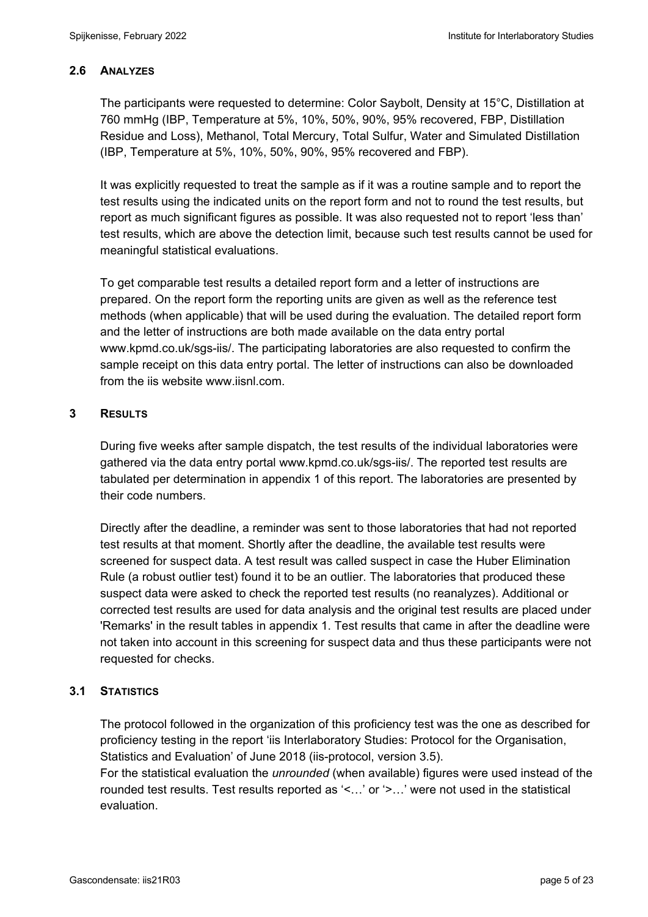### 2.6 ANALYZES

The participants were requested to determine: Color Saybolt, Density at 15°C, Distillation at 760 mmHg (IBP, Temperature at 5%, 10%, 50%, 90%, 95% recovered, FBP, Distillation Residue and Loss), Methanol, Total Mercury, Total Sulfur, Water and Simulated Distillation (IBP, Temperature at 5%, 10%, 50%, 90%, 95% recovered and FBP).

It was explicitly requested to treat the sample as if it was a routine sample and to report the test results using the indicated units on the report form and not to round the test results, but report as much significant figures as possible. It was also requested not to report 'less than' test results, which are above the detection limit, because such test results cannot be used for meaningful statistical evaluations.

To get comparable test results a detailed report form and a letter of instructions are prepared. On the report form the reporting units are given as well as the reference test methods (when applicable) that will be used during the evaluation. The detailed report form and the letter of instructions are both made available on the data entry portal www.kpmd.co.uk/sgs-iis/. The participating laboratories are also requested to confirm the sample receipt on this data entry portal. The letter of instructions can also be downloaded from the iis website www.iisnl.com.

## 3 RESULTS

During five weeks after sample dispatch, the test results of the individual laboratories were gathered via the data entry portal www.kpmd.co.uk/sgs-iis/. The reported test results are tabulated per determination in appendix 1 of this report. The laboratories are presented by their code numbers.

Directly after the deadline, a reminder was sent to those laboratories that had not reported test results at that moment. Shortly after the deadline, the available test results were screened for suspect data. A test result was called suspect in case the Huber Elimination Rule (a robust outlier test) found it to be an outlier. The laboratories that produced these suspect data were asked to check the reported test results (no reanalyzes). Additional or corrected test results are used for data analysis and the original test results are placed under 'Remarks' in the result tables in appendix 1. Test results that came in after the deadline were not taken into account in this screening for suspect data and thus these participants were not requested for checks.

### 3.1 STATISTICS

The protocol followed in the organization of this proficiency test was the one as described for proficiency testing in the report 'iis Interlaboratory Studies: Protocol for the Organisation, Statistics and Evaluation' of June 2018 (iis-protocol, version 3.5).
For the statistical evaluation the *unrounded* (when available) figures were used instead of the rounded test results. Test results reported as '<…' or '>…' were not used in the statistical evaluation.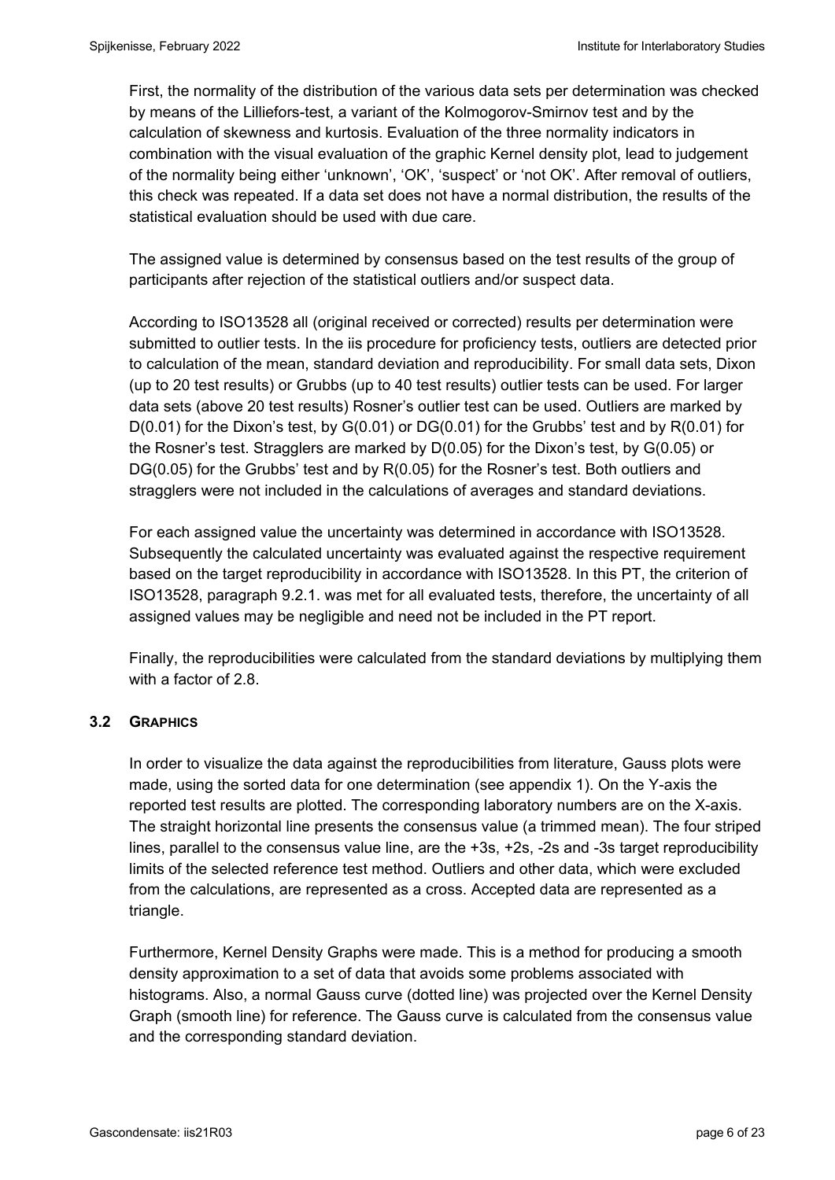First, the normality of the distribution of the various data sets per determination was checked by means of the Lilliefors-test, a variant of the Kolmogorov-Smirnov test and by the calculation of skewness and kurtosis. Evaluation of the three normality indicators in combination with the visual evaluation of the graphic Kernel density plot, lead to judgement of the normality being either 'unknown', 'OK', 'suspect' or 'not OK'. After removal of outliers, this check was repeated. If a data set does not have a normal distribution, the results of the statistical evaluation should be used with due care.

The assigned value is determined by consensus based on the test results of the group of participants after rejection of the statistical outliers and/or suspect data.

According to ISO13528 all (original received or corrected) results per determination were submitted to outlier tests. In the iis procedure for proficiency tests, outliers are detected prior to calculation of the mean, standard deviation and reproducibility. For small data sets, Dixon (up to 20 test results) or Grubbs (up to 40 test results) outlier tests can be used. For larger data sets (above 20 test results) Rosner's outlier test can be used. Outliers are marked by D(0.01) for the Dixon's test, by G(0.01) or DG(0.01) for the Grubbs' test and by R(0.01) for the Rosner's test. Stragglers are marked by D(0.05) for the Dixon's test, by G(0.05) or DG(0.05) for the Grubbs' test and by R(0.05) for the Rosner's test. Both outliers and stragglers were not included in the calculations of averages and standard deviations.

For each assigned value the uncertainty was determined in accordance with ISO13528. Subsequently the calculated uncertainty was evaluated against the respective requirement based on the target reproducibility in accordance with ISO13528. In this PT, the criterion of ISO13528, paragraph 9.2.1. was met for all evaluated tests, therefore, the uncertainty of all assigned values may be negligible and need not be included in the PT report.

Finally, the reproducibilities were calculated from the standard deviations by multiplying them with a factor of 2.8.

### 3.2 GRAPHICS

In order to visualize the data against the reproducibilities from literature, Gauss plots were made, using the sorted data for one determination (see appendix 1). On the Y-axis the reported test results are plotted. The corresponding laboratory numbers are on the X-axis. The straight horizontal line presents the consensus value (a trimmed mean). The four striped lines, parallel to the consensus value line, are the +3s, +2s, -2s and -3s target reproducibility limits of the selected reference test method. Outliers and other data, which were excluded from the calculations, are represented as a cross. Accepted data are represented as a triangle.

Furthermore, Kernel Density Graphs were made. This is a method for producing a smooth density approximation to a set of data that avoids some problems associated with histograms. Also, a normal Gauss curve (dotted line) was projected over the Kernel Density Graph (smooth line) for reference. The Gauss curve is calculated from the consensus value and the corresponding standard deviation.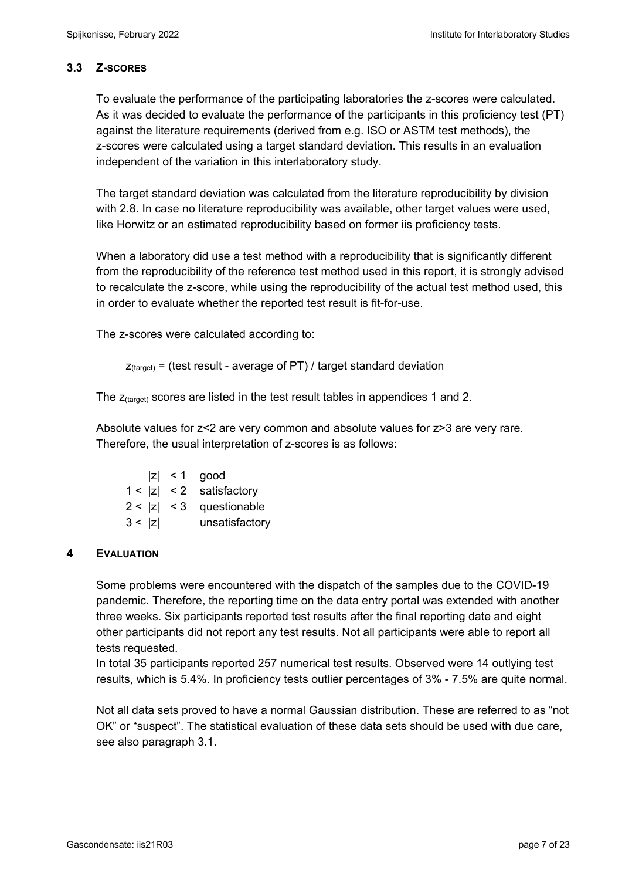### 3.3 Z-SCORES

To evaluate the performance of the participating laboratories the z-scores were calculated. As it was decided to evaluate the performance of the participants in this proficiency test (PT) against the literature requirements (derived from e.g. ISO or ASTM test methods), the z-scores were calculated using a target standard deviation. This results in an evaluation independent of the variation in this interlaboratory study.

The target standard deviation was calculated from the literature reproducibility by division with 2.8. In case no literature reproducibility was available, other target values were used, like Horwitz or an estimated reproducibility based on former iis proficiency tests.

When a laboratory did use a test method with a reproducibility that is significantly different from the reproducibility of the reference test method used in this report, it is strongly advised to recalculate the z-score, while using the reproducibility of the actual test method used, this in order to evaluate whether the reported test result is fit-for-use.

The z-scores were calculated according to:

$$z_{(target)} = \text{(test result - average of PT) / target standard deviation}$$

The $z_{(target)}$ scores are listed in the test result tables in appendices 1 and 2.

Absolute values for z<2 are very common and absolute values for z>3 are very rare. Therefore, the usual interpretation of z-scores is as follows:

| | |
|---|---|
| $\|z\| < 1$ | good |
| $1 < \|z\| < 2$ | satisfactory |
| $2 < \|z\| < 3$ | questionable |
| $3 < \|z\|$ | unsatisfactory |

## 4 EVALUATION

Some problems were encountered with the dispatch of the samples due to the COVID-19 pandemic. Therefore, the reporting time on the data entry portal was extended with another three weeks. Six participants reported test results after the final reporting date and eight other participants did not report any test results. Not all participants were able to report all tests requested.
In total 35 participants reported 257 numerical test results. Observed were 14 outlying test results, which is 5.4%. In proficiency tests outlier percentages of 3% - 7.5% are quite normal.

Not all data sets proved to have a normal Gaussian distribution. These are referred to as "not OK" or "suspect". The statistical evaluation of these data sets should be used with due care, see also paragraph 3.1.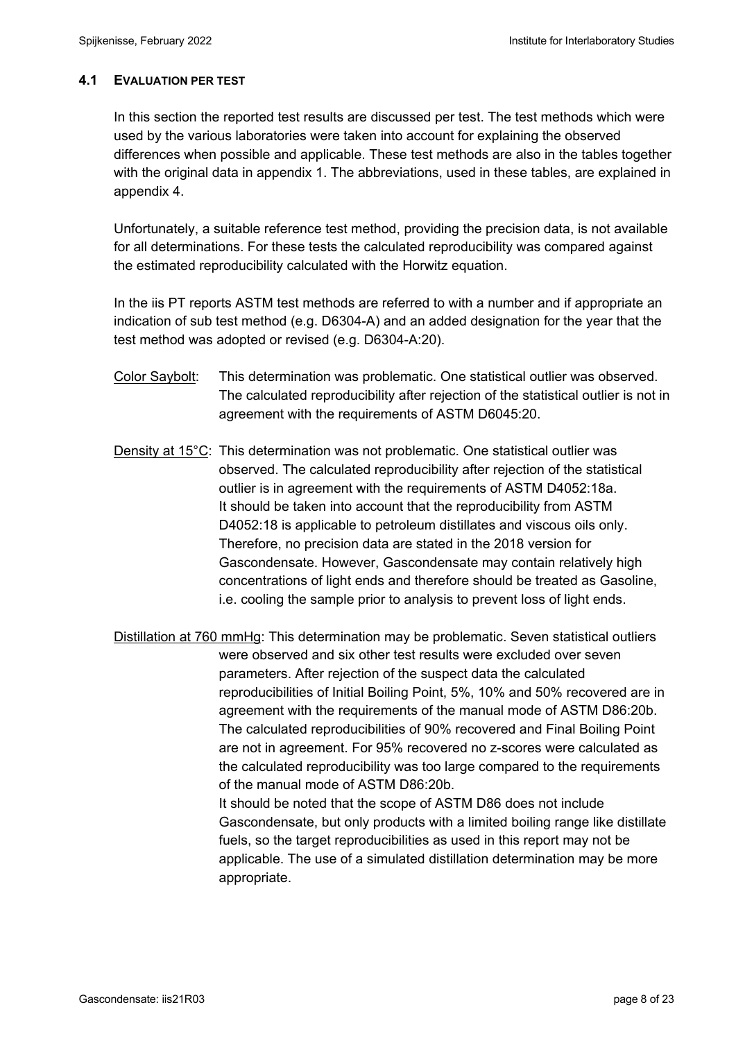### 4.1 EVALUATION PER TEST

In this section the reported test results are discussed per test. The test methods which were used by the various laboratories were taken into account for explaining the observed differences when possible and applicable. These test methods are also in the tables together with the original data in appendix 1. The abbreviations, used in these tables, are explained in appendix 4.

Unfortunately, a suitable reference test method, providing the precision data, is not available for all determinations. For these tests the calculated reproducibility was compared against the estimated reproducibility calculated with the Horwitz equation.

In the iis PT reports ASTM test methods are referred to with a number and if appropriate an indication of sub test method (e.g. D6304-A) and an added designation for the year that the test method was adopted or revised (e.g. D6304-A:20).

Color Saybolt: This determination was problematic. One statistical outlier was observed. The calculated reproducibility after rejection of the statistical outlier is not in agreement with the requirements of ASTM D6045:20.

Density at 15°C: This determination was not problematic. One statistical outlier was observed. The calculated reproducibility after rejection of the statistical outlier is in agreement with the requirements of ASTM D4052:18a. It should be taken into account that the reproducibility from ASTM D4052:18 is applicable to petroleum distillates and viscous oils only. Therefore, no precision data are stated in the 2018 version for Gascondensate. However, Gascondensate may contain relatively high concentrations of light ends and therefore should be treated as Gasoline, i.e. cooling the sample prior to analysis to prevent loss of light ends.

Distillation at 760 mmHg: This determination may be problematic. Seven statistical outliers were observed and six other test results were excluded over seven parameters. After rejection of the suspect data the calculated reproducibilities of Initial Boiling Point, 5%, 10% and 50% recovered are in agreement with the requirements of the manual mode of ASTM D86:20b. The calculated reproducibilities of 90% recovered and Final Boiling Point are not in agreement. For 95% recovered no z-scores were calculated as the calculated reproducibility was too large compared to the requirements of the manual mode of ASTM D86:20b.
It should be noted that the scope of ASTM D86 does not include Gascondensate, but only products with a limited boiling range like distillate fuels, so the target reproducibilities as used in this report may not be applicable. The use of a simulated distillation determination may be more appropriate.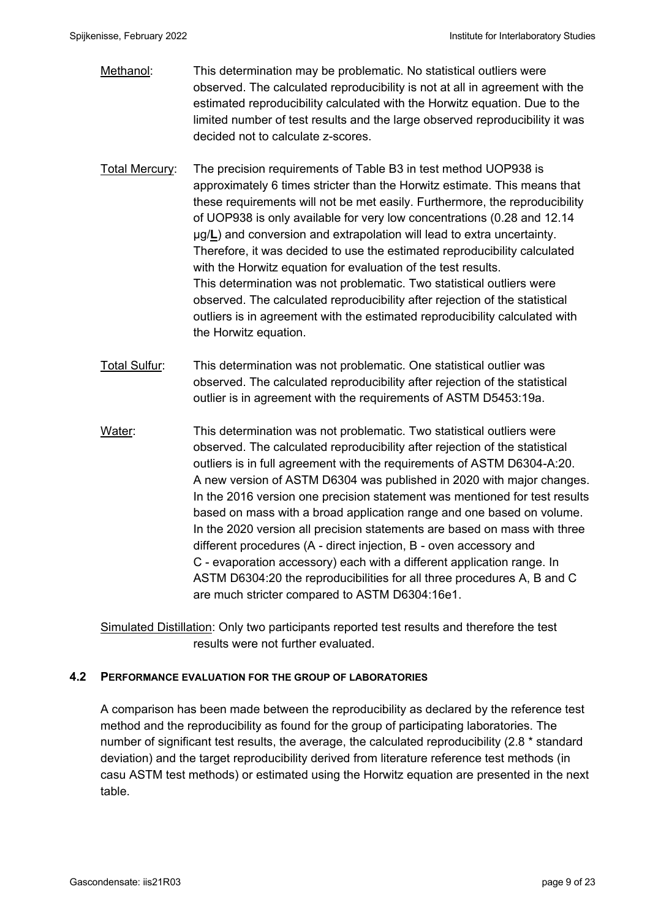Methanol: This determination may be problematic. No statistical outliers were observed. The calculated reproducibility is not at all in agreement with the estimated reproducibility calculated with the Horwitz equation. Due to the limited number of test results and the large observed reproducibility it was decided not to calculate z-scores.

Total Mercury: The precision requirements of Table B3 in test method UOP938 is approximately 6 times stricter than the Horwitz estimate. This means that these requirements will not be met easily. Furthermore, the reproducibility of UOP938 is only available for very low concentrations (0.28 and 12.14 µg/**L**) and conversion and extrapolation will lead to extra uncertainty. Therefore, it was decided to use the estimated reproducibility calculated with the Horwitz equation for evaluation of the test results.
This determination was not problematic. Two statistical outliers were observed. The calculated reproducibility after rejection of the statistical outliers is in agreement with the estimated reproducibility calculated with the Horwitz equation.

Total Sulfur: This determination was not problematic. One statistical outlier was observed. The calculated reproducibility after rejection of the statistical outlier is in agreement with the requirements of ASTM D5453:19a.

Water: This determination was not problematic. Two statistical outliers were observed. The calculated reproducibility after rejection of the statistical outliers is in full agreement with the requirements of ASTM D6304-A:20. A new version of ASTM D6304 was published in 2020 with major changes. In the 2016 version one precision statement was mentioned for test results based on mass with a broad application range and one based on volume. In the 2020 version all precision statements are based on mass with three different procedures (A - direct injection, B - oven accessory and C - evaporation accessory) each with a different application range. In ASTM D6304:20 the reproducibilities for all three procedures A, B and C are much stricter compared to ASTM D6304:16e1.

Simulated Distillation: Only two participants reported test results and therefore the test results were not further evaluated.

## 4.2 PERFORMANCE EVALUATION FOR THE GROUP OF LABORATORIES

A comparison has been made between the reproducibility as declared by the reference test method and the reproducibility as found for the group of participating laboratories. The number of significant test results, the average, the calculated reproducibility (2.8 * standard deviation) and the target reproducibility derived from literature reference test methods (in casu ASTM test methods) or estimated using the Horwitz equation are presented in the next table.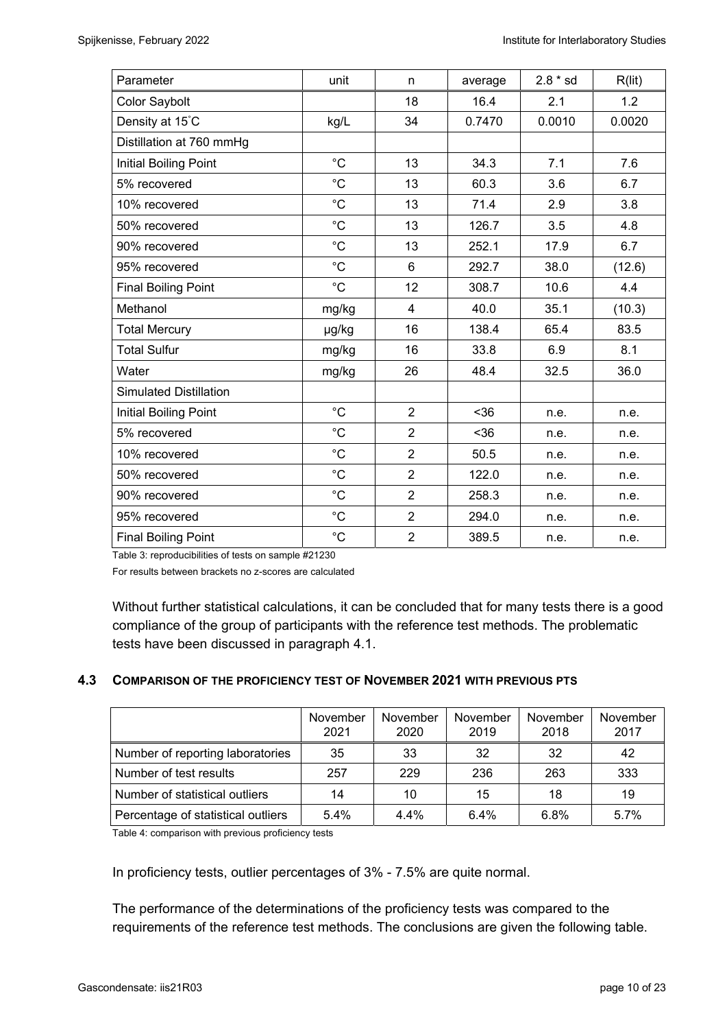| Parameter | unit | n | average | 2.8 * sd | R(lit) |
| --- | --- | --- | --- | --- | --- |
| Color Saybolt | | 18 | 16.4 | 2.1 | 1.2 |
| Density at 15°C | kg/L | 34 | 0.7470 | 0.0010 | 0.0020 |
| Distillation at 760 mmHg | | | | | |
| Initial Boiling Point | °C | 13 | 34.3 | 7.1 | 7.6 |
| 5% recovered | °C | 13 | 60.3 | 3.6 | 6.7 |
| 10% recovered | °C | 13 | 71.4 | 2.9 | 3.8 |
| 50% recovered | °C | 13 | 126.7 | 3.5 | 4.8 |
| 90% recovered | °C | 13 | 252.1 | 17.9 | 6.7 |
| 95% recovered | °C | 6 | 292.7 | 38.0 | (12.6) |
| Final Boiling Point | °C | 12 | 308.7 | 10.6 | 4.4 |
| Methanol | mg/kg | 4 | 40.0 | 35.1 | (10.3) |
| Total Mercury | µg/kg | 16 | 138.4 | 65.4 | 83.5 |
| Total Sulfur | mg/kg | 16 | 33.8 | 6.9 | 8.1 |
| Water | mg/kg | 26 | 48.4 | 32.5 | 36.0 |
| Simulated Distillation | | | | | |
| Initial Boiling Point | °C | 2 | <36 | n.e. | n.e. |
| 5% recovered | °C | 2 | <36 | n.e. | n.e. |
| 10% recovered | °C | 2 | 50.5 | n.e. | n.e. |
| 50% recovered | °C | 2 | 122.0 | n.e. | n.e. |
| 90% recovered | °C | 2 | 258.3 | n.e. | n.e. |
| 95% recovered | °C | 2 | 294.0 | n.e. | n.e. |
| Final Boiling Point | °C | 2 | 389.5 | n.e. | n.e. |

Table 3: reproducibilities of tests on sample #21230

For results between brackets no z-scores are calculated

Without further statistical calculations, it can be concluded that for many tests there is a good compliance of the group of participants with the reference test methods. The problematic tests have been discussed in paragraph 4.1.

### 4.3 COMPARISON OF THE PROFICIENCY TEST OF NOVEMBER 2021 WITH PREVIOUS PTS

| | November 2021 | November 2020 | November 2019 | November 2018 | November 2017 |
| --- | --- | --- | --- | --- | --- |
| Number of reporting laboratories | 35 | 33 | 32 | 32 | 42 |
| Number of test results | 257 | 229 | 236 | 263 | 333 |
| Number of statistical outliers | 14 | 10 | 15 | 18 | 19 |
| Percentage of statistical outliers | 5.4% | 4.4% | 6.4% | 6.8% | 5.7% |

Table 4: comparison with previous proficiency tests

In proficiency tests, outlier percentages of 3% - 7.5% are quite normal.

The performance of the determinations of the proficiency tests was compared to the requirements of the reference test methods. The conclusions are given the following table.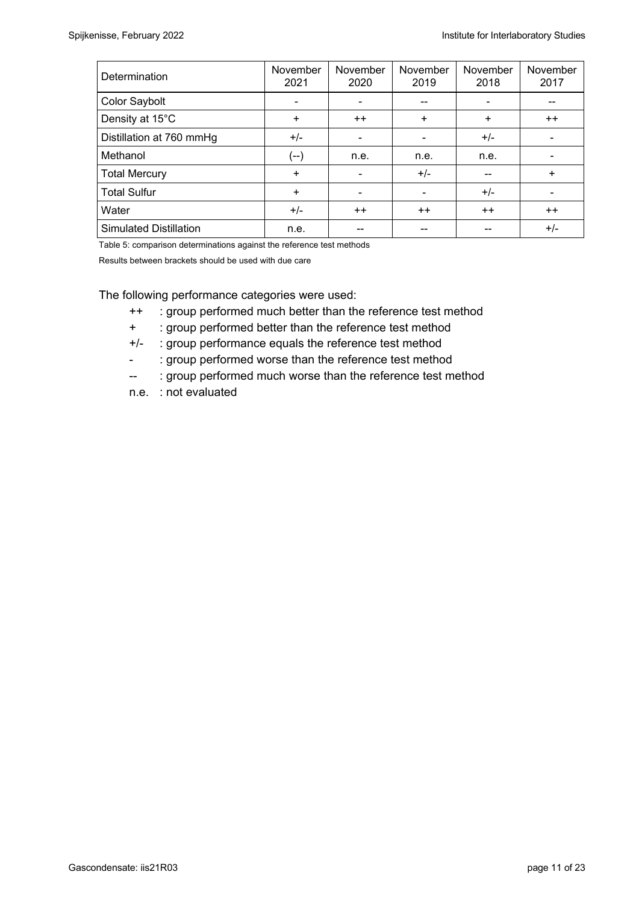| Determination | November 2021 | November 2020 | November 2019 | November 2018 | November 2017 |
|---|---|---|---|---|---|
| Color Saybolt | - | - | -- | - | -- |
| Density at 15°C | + | ++ | + | + | ++ |
| Distillation at 760 mmHg | +/- | - | - | +/- | - |
| Methanol | (--) | n.e. | n.e. | n.e. | - |
| Total Mercury | + | - | +/- | -- | + |
| Total Sulfur | + | - | - | +/- | - |
| Water | +/- | ++ | ++ | ++ | ++ |
| Simulated Distillation | n.e. | -- | -- | -- | +/- |

Table 5: comparison determinations against the reference test methods

Results between brackets should be used with due care

The following performance categories were used:

- ++ : group performed much better than the reference test method
- \+ : group performed better than the reference test method
- +/- : group performance equals the reference test method
- \- : group performed worse than the reference test method
- -- : group performed much worse than the reference test method
- n.e. : not evaluated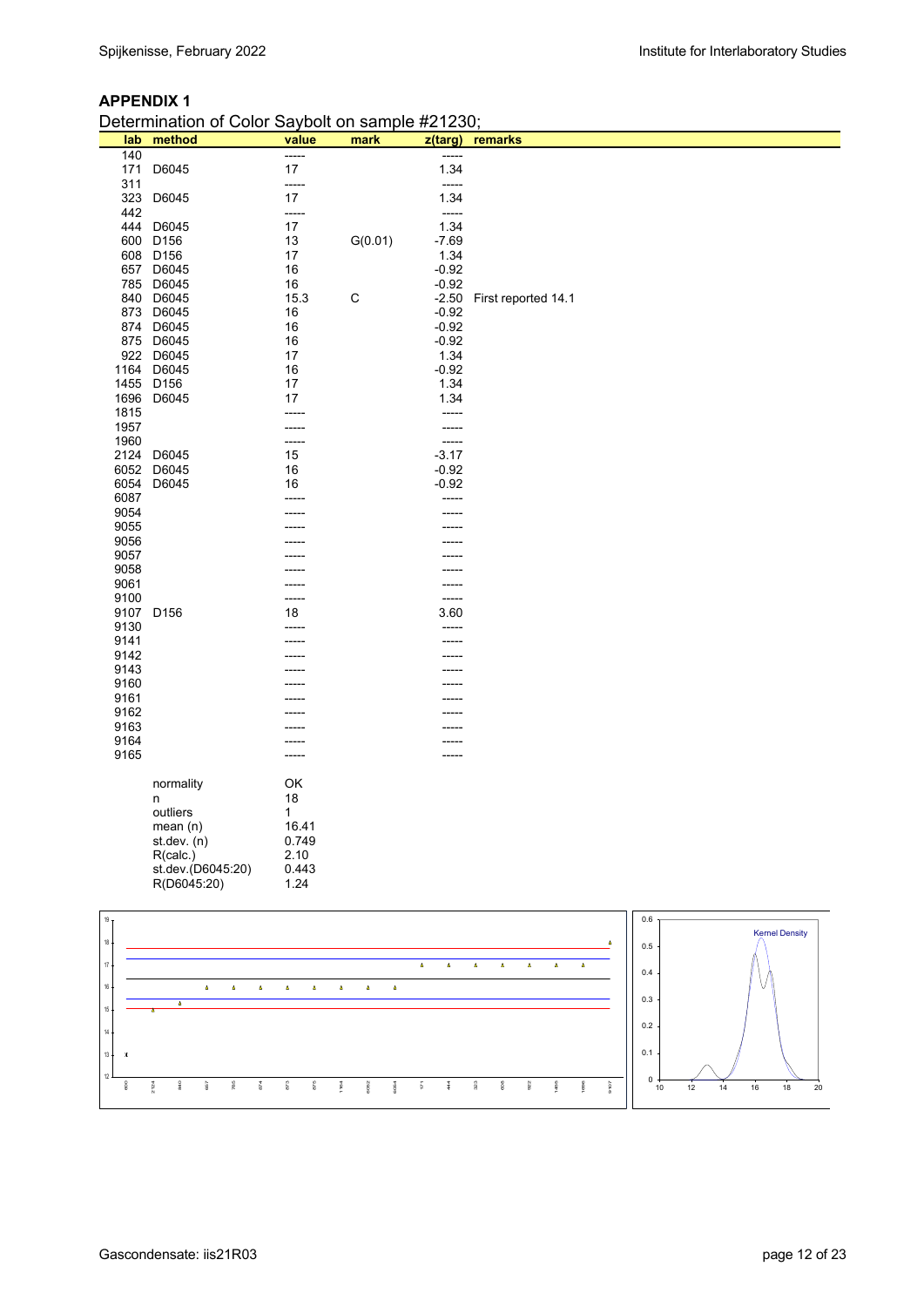## APPENDIX 1

Determination of Color Saybolt on sample #21230;

| lab | method | value | mark | z(targ) | remarks |
|---|---|---|---|---|---|
| 140 | | ----- | | ----- | |
| 171 | D6045 | 17 | | 1.34 | |
| 311 | | ----- | | ----- | |
| 323 | D6045 | 17 | | 1.34 | |
| 442 | | ----- | | ----- | |
| 444 | D6045 | 17 | | 1.34 | |
| 600 | D156 | 13 | G(0.01) | -7.69 | |
| 608 | D156 | 17 | | 1.34 | |
| 657 | D6045 | 16 | | -0.92 | |
| 785 | D6045 | 16 | | -0.92 | |
| 840 | D6045 | 15.3 | C | -2.50 | First reported 14.1 |
| 873 | D6045 | 16 | | -0.92 | |
| 874 | D6045 | 16 | | -0.92 | |
| 875 | D6045 | 16 | | -0.92 | |
| 922 | D6045 | 17 | | 1.34 | |
| 1164 | D6045 | 16 | | -0.92 | |
| 1455 | D156 | 17 | | 1.34 | |
| 1696 | D6045 | 17 | | 1.34 | |
| 1815 | | ----- | | ----- | |
| 1957 | | ----- | | ----- | |
| 1960 | | ----- | | ----- | |
| 2124 | D6045 | 15 | | -3.17 | |
| 6052 | D6045 | 16 | | -0.92 | |
| 6054 | D6045 | 16 | | -0.92 | |
| 6087 | | ----- | | ----- | |
| 9054 | | ----- | | ----- | |
| 9055 | | ----- | | ----- | |
| 9056 | | ----- | | ----- | |
| 9057 | | ----- | | ----- | |
| 9058 | | ----- | | ----- | |
| 9061 | | ----- | | ----- | |
| 9100 | | ----- | | ----- | |
| 9107 | D156 | 18 | | 3.60 | |
| 9130 | | ----- | | ----- | |
| 9141 | | ----- | | ----- | |
| 9142 | | ----- | | ----- | |
| 9143 | | ----- | | ----- | |
| 9160 | | ----- | | ----- | |
| 9161 | | ----- | | ----- | |
| 9162 | | ----- | | ----- | |
| 9163 | | ----- | | ----- | |
| 9164 | | ----- | | ----- | |
| 9165 | | ----- | | ----- | |

| | |
|---|---|
| normality | OK |
| n | 18 |
| outliers | 1 |
| mean (n) | 16.41 |
| st.dev. (n) | 0.749 |
| R(calc.) | 2.10 |
| st.dev.(D6045:20) | 0.443 |
| R(D6045:20) | 1.24 |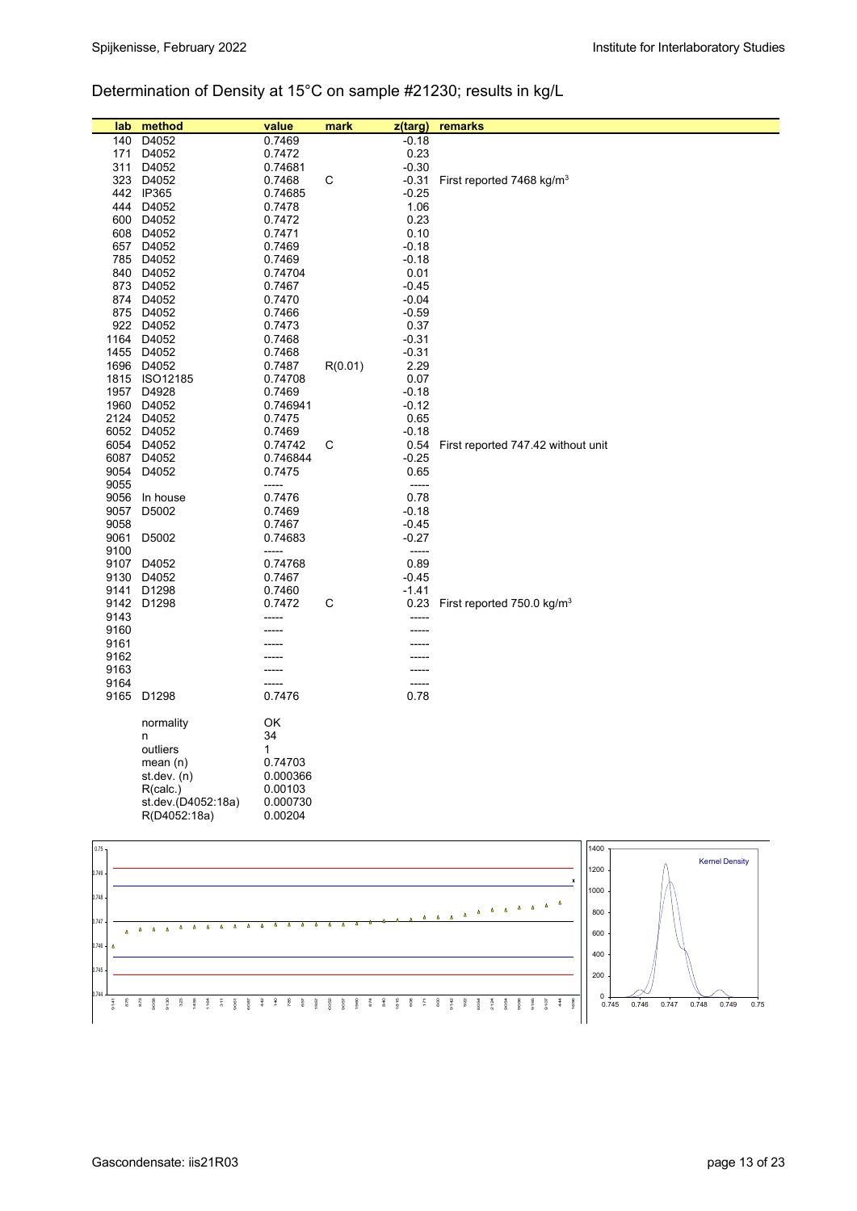## Determination of Density at 15°C on sample #21230; results in kg/L

| lab | method | value | mark | z(targ) | remarks |
|---|---|---|---|---|---|
| 140 | D4052 | 0.7469 | | -0.18 | |
| 171 | D4052 | 0.7472 | | 0.23 | |
| 311 | D4052 | 0.74681 | | -0.30 | |
| 323 | D4052 | 0.7468 | C | -0.31 | First reported 7468 kg/m$^3$ |
| 442 | IP365 | 0.74685 | | -0.25 | |
| 444 | D4052 | 0.7478 | | 1.06 | |
| 600 | D4052 | 0.7472 | | 0.23 | |
| 608 | D4052 | 0.7471 | | 0.10 | |
| 657 | D4052 | 0.7469 | | -0.18 | |
| 785 | D4052 | 0.7469 | | -0.18 | |
| 840 | D4052 | 0.74704 | | 0.01 | |
| 873 | D4052 | 0.7467 | | -0.45 | |
| 874 | D4052 | 0.7470 | | -0.04 | |
| 875 | D4052 | 0.7466 | | -0.59 | |
| 922 | D4052 | 0.7473 | | 0.37 | |
| 1164 | D4052 | 0.7468 | | -0.31 | |
| 1455 | D4052 | 0.7468 | | -0.31 | |
| 1696 | D4052 | 0.7487 | R(0.01) | 2.29 | |
| 1815 | ISO12185 | 0.74708 | | 0.07 | |
| 1957 | D4928 | 0.7469 | | -0.18 | |
| 1960 | D4052 | 0.746941 | | -0.12 | |
| 2124 | D4052 | 0.7475 | | 0.65 | |
| 6052 | D4052 | 0.7469 | | -0.18 | |
| 6054 | D4052 | 0.74742 | C | 0.54 | First reported 747.42 without unit |
| 6087 | D4052 | 0.746844 | | -0.25 | |
| 9054 | D4052 | 0.7475 | | 0.65 | |
| 9055 | | ----- | | ----- | |
| 9056 | In house | 0.7476 | | 0.78 | |
| 9057 | D5002 | 0.7469 | | -0.18 | |
| 9058 | | 0.7467 | | -0.45 | |
| 9061 | D5002 | 0.74683 | | -0.27 | |
| 9100 | | ----- | | ----- | |
| 9107 | D4052 | 0.74768 | | 0.89 | |
| 9130 | D4052 | 0.7467 | | -0.45 | |
| 9141 | D1298 | 0.7460 | | -1.41 | |
| 9142 | D1298 | 0.7472 | C | 0.23 | First reported 750.0 kg/m$^3$ |
| 9143 | | ----- | | ----- | |
| 9160 | | ----- | | ----- | |
| 9161 | | ----- | | ----- | |
| 9162 | | ----- | | ----- | |
| 9163 | | ----- | | ----- | |
| 9164 | | ----- | | ----- | |
| 9165 | D1298 | 0.7476 | | 0.78 | |
| | normality | OK | | | |
| | n | 34 | | | |
| | outliers | 1 | | | |
| | mean (n) | 0.74703 | | | |
| | st.dev. (n) | 0.000366 | | | |
| | R(calc.) | 0.00103 | | | |
| | st.dev.(D4052:18a) | 0.000730 | | | |
| | R(D4052:18a) | 0.00204 | | | |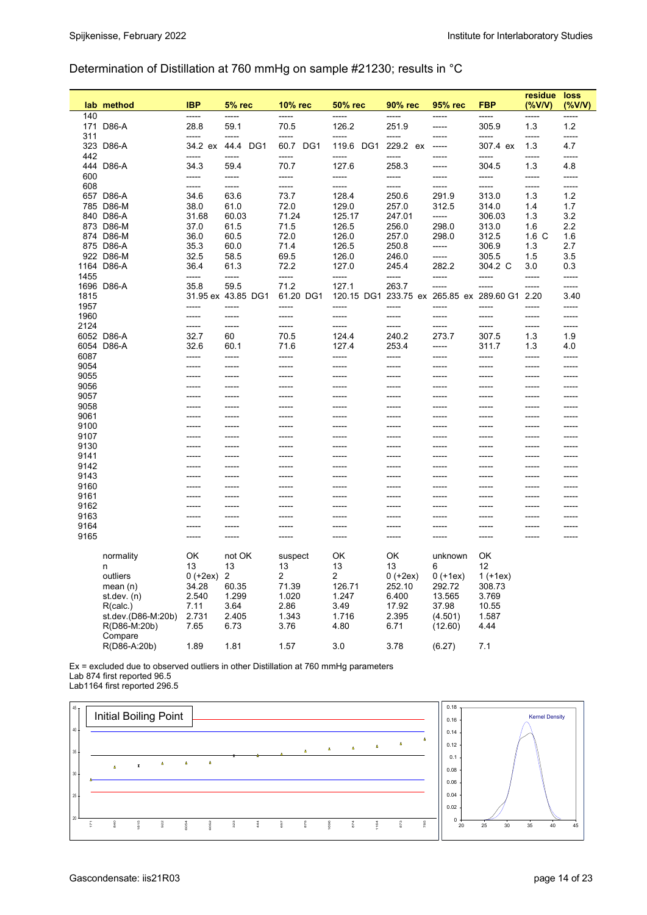## Determination of Distillation at 760 mmHg on sample #21230; results in °C

| lab | method | IBP | 5% rec | 10% rec | 50% rec | 90% rec | 95% rec | FBP | residue (%V/V) | loss (%V/V) |
|---|---|---|---|---|---|---|---|---|---|---|
| 140 | | ----- | ----- | ----- | ----- | ----- | ----- | ----- | ----- | ----- |
| 171 | D86-A | 28.8 | 59.1 | 70.5 | 126.2 | 251.9 | ----- | 305.9 | 1.3 | 1.2 |
| 311 | | ----- | ----- | ----- | ----- | ----- | ----- | ----- | ----- | ----- |
| 323 | D86-A | 34.2 ex | 44.4 DG1 | 60.7 DG1 | 119.6 DG1 | 229.2 ex | ----- | 307.4 ex | 1.3 | 4.7 |
| 442 | | ----- | ----- | ----- | ----- | ----- | ----- | ----- | ----- | ----- |
| 444 | D86-A | 34.3 | 59.4 | 70.7 | 127.6 | 258.3 | ----- | 304.5 | 1.3 | 4.8 |
| 600 | | ----- | ----- | ----- | ----- | ----- | ----- | ----- | ----- | ----- |
| 608 | | ----- | ----- | ----- | ----- | ----- | ----- | ----- | ----- | ----- |
| 657 | D86-A | 34.6 | 63.6 | 73.7 | 128.4 | 250.6 | 291.9 | 313.0 | 1.3 | 1.2 |
| 785 | D86-M | 38.0 | 61.0 | 72.0 | 129.0 | 257.0 | 312.5 | 314.0 | 1.4 | 1.7 |
| 840 | D86-A | 31.68 | 60.03 | 71.24 | 125.17 | 247.01 | ----- | 306.03 | 1.3 | 3.2 |
| 873 | D86-M | 37.0 | 61.5 | 71.5 | 126.5 | 256.0 | 298.0 | 313.0 | 1.6 | 2.2 |
| 874 | D86-M | 36.0 | 60.5 | 72.0 | 126.0 | 257.0 | 298.0 | 312.5 | 1.6 C | 1.6 |
| 875 | D86-A | 35.3 | 60.0 | 71.4 | 126.5 | 250.8 | ----- | 306.9 | 1.3 | 2.7 |
| 922 | D86-M | 32.5 | 58.5 | 69.5 | 126.0 | 246.0 | ----- | 305.5 | 1.5 | 3.5 |
| 1164 | D86-A | 36.4 | 61.3 | 72.2 | 127.0 | 245.4 | 282.2 | 304.2 C | 3.0 | 0.3 |
| 1455 | | ----- | ----- | ----- | ----- | ----- | ----- | ----- | ----- | ----- |
| 1696 | D86-A | 35.8 | 59.5 | 71.2 | 127.1 | 263.7 | ----- | ----- | ----- | ----- |
| 1815 | | 31.95 ex | 43.85 DG1 | 61.20 DG1 | 120.15 DG1 | 233.75 ex | 265.85 ex | 289.60 G1 | 2.20 | 3.40 |
| 1957 | | ----- | ----- | ----- | ----- | ----- | ----- | ----- | ----- | ----- |
| 1960 | | ----- | ----- | ----- | ----- | ----- | ----- | ----- | ----- | ----- |
| 2124 | | ----- | ----- | ----- | ----- | ----- | ----- | ----- | ----- | ----- |
| 6052 | D86-A | 32.7 | 60 | 70.5 | 124.4 | 240.2 | 273.7 | 307.5 | 1.3 | 1.9 |
| 6054 | D86-A | 32.6 | 60.1 | 71.6 | 127.4 | 253.4 | ----- | 311.7 | 1.3 | 4.0 |
| 6087 | | ----- | ----- | ----- | ----- | ----- | ----- | ----- | ----- | ----- |
| 9054 | | ----- | ----- | ----- | ----- | ----- | ----- | ----- | ----- | ----- |
| 9055 | | ----- | ----- | ----- | ----- | ----- | ----- | ----- | ----- | ----- |
| 9056 | | ----- | ----- | ----- | ----- | ----- | ----- | ----- | ----- | ----- |
| 9057 | | ----- | ----- | ----- | ----- | ----- | ----- | ----- | ----- | ----- |
| 9058 | | ----- | ----- | ----- | ----- | ----- | ----- | ----- | ----- | ----- |
| 9061 | | ----- | ----- | ----- | ----- | ----- | ----- | ----- | ----- | ----- |
| 9100 | | ----- | ----- | ----- | ----- | ----- | ----- | ----- | ----- | ----- |
| 9107 | | ----- | ----- | ----- | ----- | ----- | ----- | ----- | ----- | ----- |
| 9130 | | ----- | ----- | ----- | ----- | ----- | ----- | ----- | ----- | ----- |
| 9141 | | ----- | ----- | ----- | ----- | ----- | ----- | ----- | ----- | ----- |
| 9142 | | ----- | ----- | ----- | ----- | ----- | ----- | ----- | ----- | ----- |
| 9143 | | ----- | ----- | ----- | ----- | ----- | ----- | ----- | ----- | ----- |
| 9160 | | ----- | ----- | ----- | ----- | ----- | ----- | ----- | ----- | ----- |
| 9161 | | ----- | ----- | ----- | ----- | ----- | ----- | ----- | ----- | ----- |
| 9162 | | ----- | ----- | ----- | ----- | ----- | ----- | ----- | ----- | ----- |
| 9163 | | ----- | ----- | ----- | ----- | ----- | ----- | ----- | ----- | ----- |
| 9164 | | ----- | ----- | ----- | ----- | ----- | ----- | ----- | ----- | ----- |
| 9165 | | ----- | ----- | ----- | ----- | ----- | ----- | ----- | ----- | ----- |
| | normality | OK | not OK | suspect | OK | OK | unknown | OK | | |
| | n | 13 | 13 | 13 | 13 | 13 | 6 | 12 | | |
| | outliers | 0 (+2ex) | 2 | 2 | 2 | 0 (+2ex) | 0 (+1ex) | 1 (+1ex) | | |
| | mean (n) | 34.28 | 60.35 | 71.39 | 126.71 | 252.10 | 292.72 | 308.73 | | |
| | st.dev. (n) | 2.540 | 1.299 | 1.020 | 1.247 | 6.400 | 13.565 | 3.769 | | |
| | R(calc.) | 7.11 | 3.64 | 2.86 | 3.49 | 17.92 | 37.98 | 10.55 | | |
| | st.dev.(D86-M:20b) | 2.731 | 2.405 | 1.343 | 1.716 | 2.395 | (4.501) | 1.587 | | |
| | R(D86-M:20b) | 7.65 | 6.73 | 3.76 | 4.80 | 6.71 | (12.60) | 4.44 | | |
| | Compare | | | | | | | | | |
| | R(D86-A:20b) | 1.89 | 1.81 | 1.57 | 3.0 | 3.78 | (6.27) | 7.1 | | |

Ex = excluded due to observed outliers in other Distillation at 760 mmHg parameters
Lab 874 first reported 96.5
Lab1164 first reported 296.5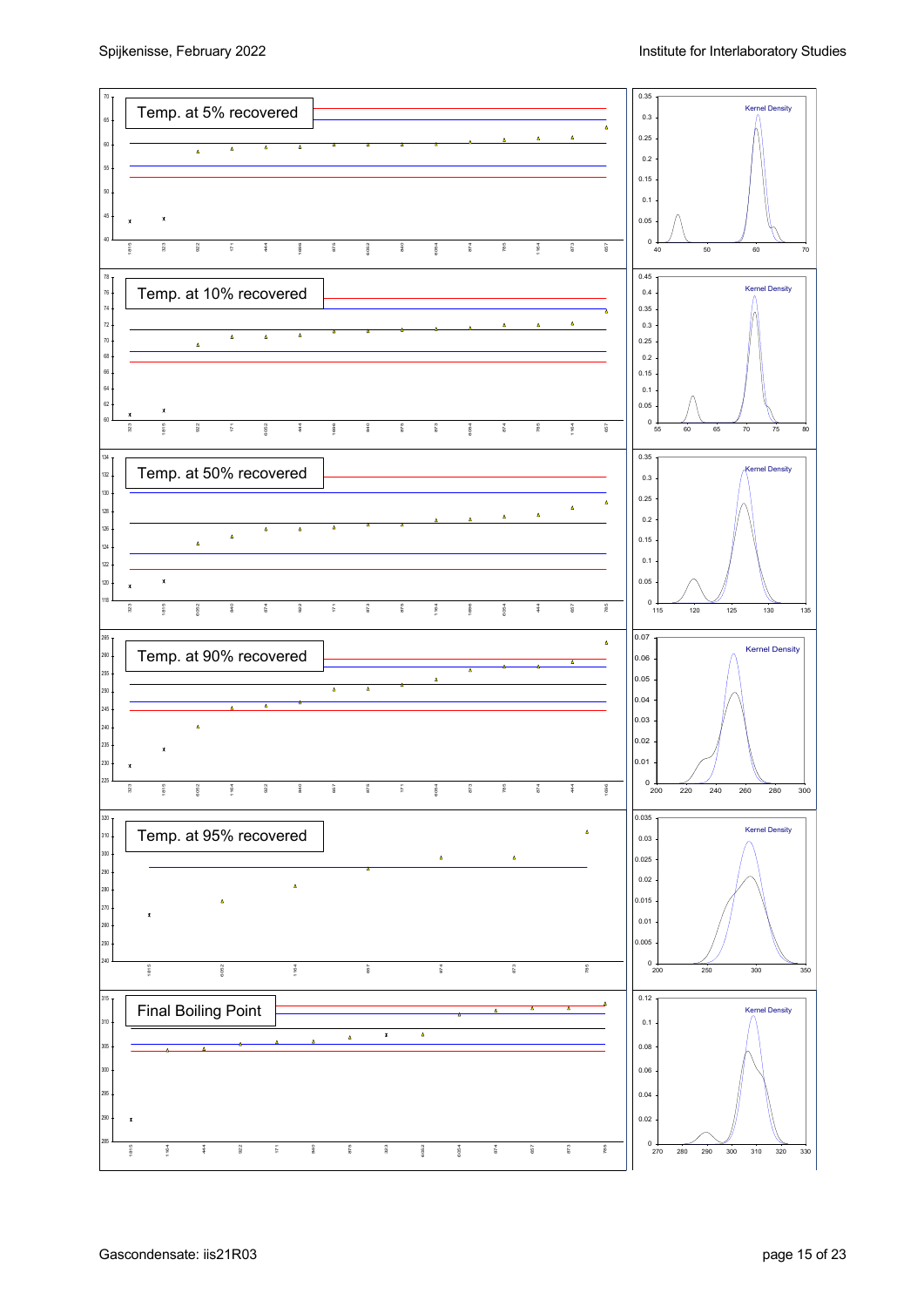Temp. at 5% recovered

Temp. at 10% recovered

Temp. at 50% recovered

Temp. at 90% recovered

Temp. at 95% recovered

Final Boiling Point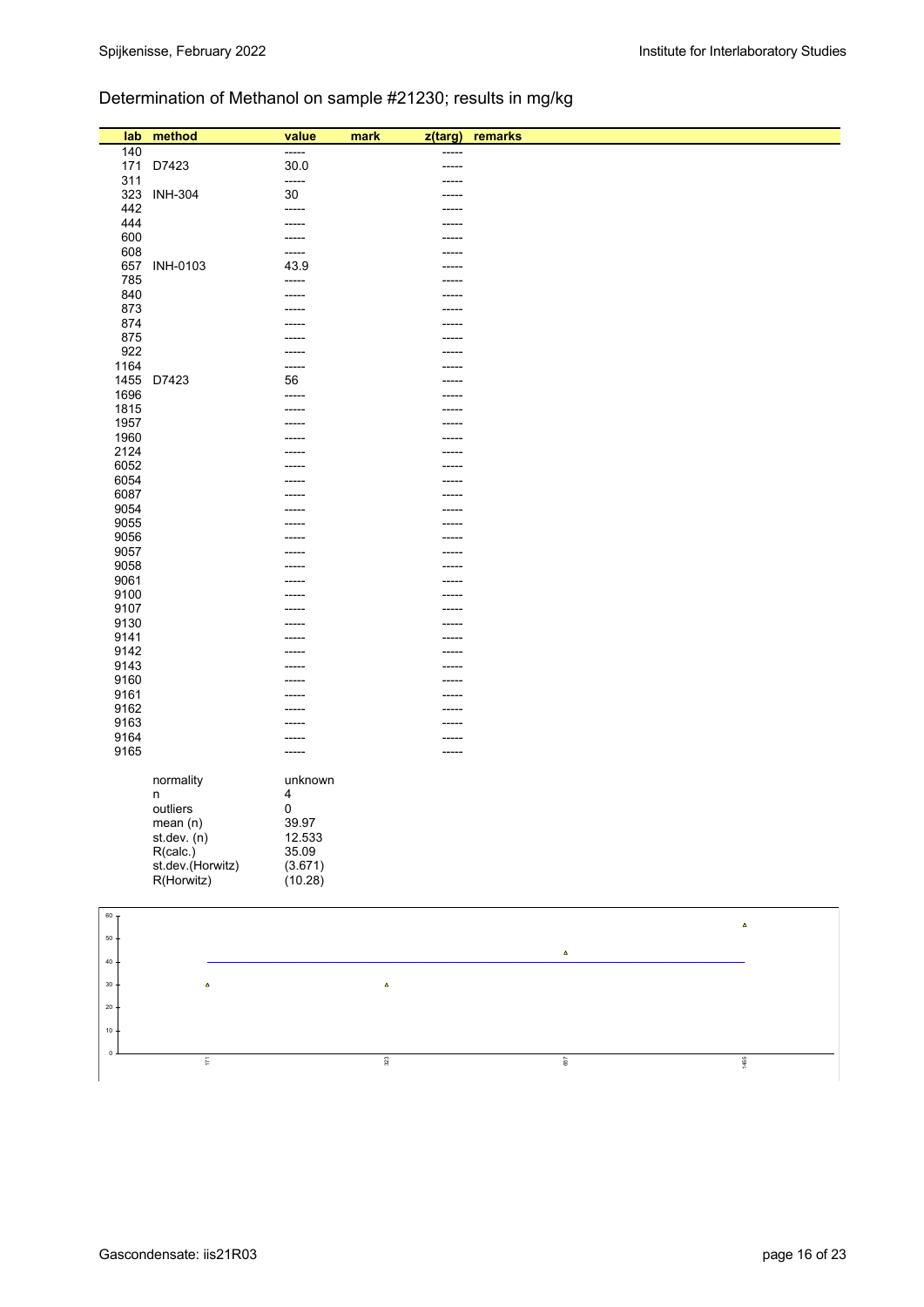## Determination of Methanol on sample #21230; results in mg/kg

| lab | method | value | mark | z(targ) | remarks |
|---|---|---|---|---|---|
| 140 | | ----- | | ----- | |
| 171 | D7423 | 30.0 | | ----- | |
| 311 | | ----- | | ----- | |
| 323 | INH-304 | 30 | | ----- | |
| 442 | | ----- | | ----- | |
| 444 | | ----- | | ----- | |
| 600 | | ----- | | ----- | |
| 608 | | ----- | | ----- | |
| 657 | INH-0103 | 43.9 | | ----- | |
| 785 | | ----- | | ----- | |
| 840 | | ----- | | ----- | |
| 873 | | ----- | | ----- | |
| 874 | | ----- | | ----- | |
| 875 | | ----- | | ----- | |
| 922 | | ----- | | ----- | |
| 1164 | | ----- | | ----- | |
| 1455 | D7423 | 56 | | ----- | |
| 1696 | | ----- | | ----- | |
| 1815 | | ----- | | ----- | |
| 1957 | | ----- | | ----- | |
| 1960 | | ----- | | ----- | |
| 2124 | | ----- | | ----- | |
| 6052 | | ----- | | ----- | |
| 6054 | | ----- | | ----- | |
| 6087 | | ----- | | ----- | |
| 9054 | | ----- | | ----- | |
| 9055 | | ----- | | ----- | |
| 9056 | | ----- | | ----- | |
| 9057 | | ----- | | ----- | |
| 9058 | | ----- | | ----- | |
| 9061 | | ----- | | ----- | |
| 9100 | | ----- | | ----- | |
| 9107 | | ----- | | ----- | |
| 9130 | | ----- | | ----- | |
| 9141 | | ----- | | ----- | |
| 9142 | | ----- | | ----- | |
| 9143 | | ----- | | ----- | |
| 9160 | | ----- | | ----- | |
| 9161 | | ----- | | ----- | |
| 9162 | | ----- | | ----- | |
| 9163 | | ----- | | ----- | |
| 9164 | | ----- | | ----- | |
| 9165 | | ----- | | ----- | |

| | |
|---|---|
| normality | unknown |
| n | 4 |
| outliers | 0 |
| mean (n) | 39.97 |
| st.dev. (n) | 12.533 |
| R(calc.) | 35.09 |
| st.dev.(Horwitz) | (3.671) |
| R(Horwitz) | (10.28) |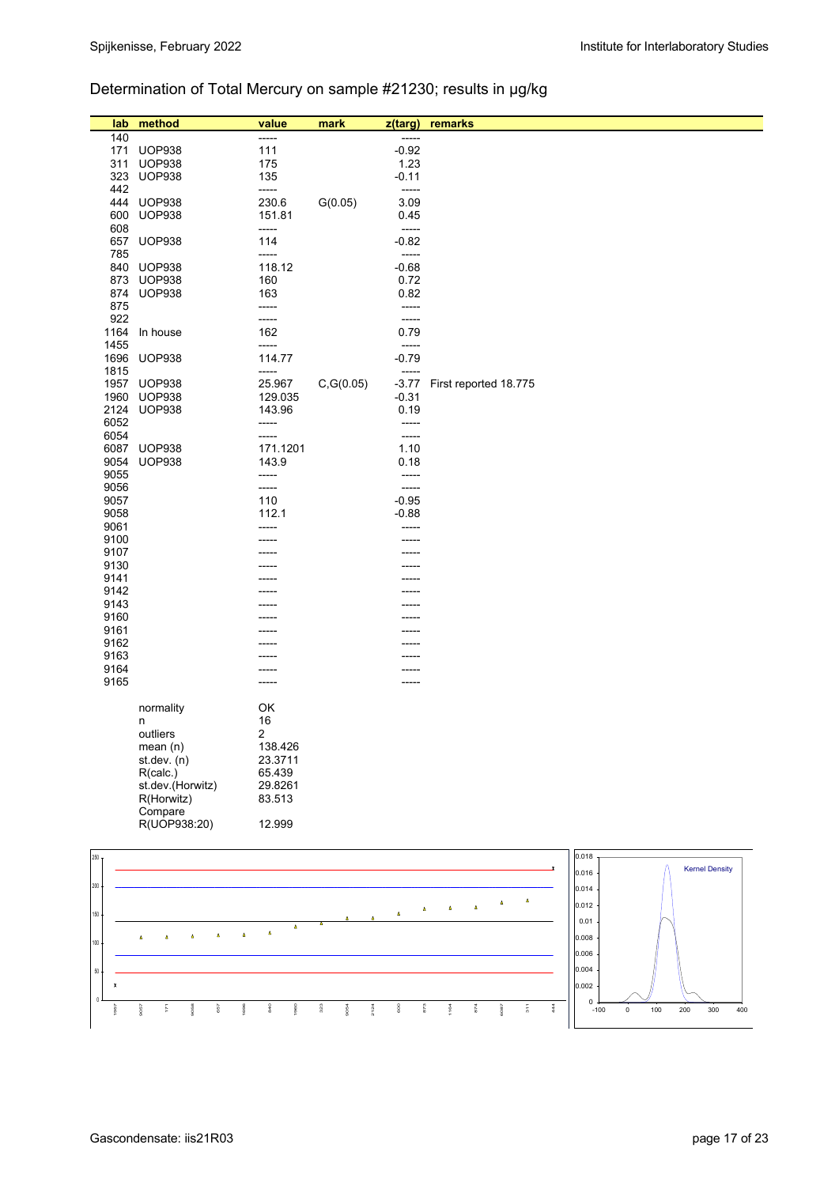Determination of Total Mercury on sample #21230; results in µg/kg

| lab | method | value | mark | z(targ) | remarks |
|---|---|---|---|---|---|
| 140 | | ----- | | ----- | |
| 171 | UOP938 | 111 | | -0.92 | |
| 311 | UOP938 | 175 | | 1.23 | |
| 323 | UOP938 | 135 | | -0.11 | |
| 442 | | ----- | | ----- | |
| 444 | UOP938 | 230.6 | G(0.05) | 3.09 | |
| 600 | UOP938 | 151.81 | | 0.45 | |
| 608 | | ----- | | ----- | |
| 657 | UOP938 | 114 | | -0.82 | |
| 785 | | ----- | | ----- | |
| 840 | UOP938 | 118.12 | | -0.68 | |
| 873 | UOP938 | 160 | | 0.72 | |
| 874 | UOP938 | 163 | | 0.82 | |
| 875 | | ----- | | ----- | |
| 922 | | ----- | | ----- | |
| 1164 | In house | 162 | | 0.79 | |
| 1455 | | ----- | | ----- | |
| 1696 | UOP938 | 114.77 | | -0.79 | |
| 1815 | | ----- | | ----- | |
| 1957 | UOP938 | 25.967 | C,G(0.05) | -3.77 | First reported 18.775 |
| 1960 | UOP938 | 129.035 | | -0.31 | |
| 2124 | UOP938 | 143.96 | | 0.19 | |
| 6052 | | ----- | | ----- | |
| 6054 | | ----- | | ----- | |
| 6087 | UOP938 | 171.1201 | | 1.10 | |
| 9054 | UOP938 | 143.9 | | 0.18 | |
| 9055 | | ----- | | ----- | |
| 9056 | | ----- | | ----- | |
| 9057 | | 110 | | -0.95 | |
| 9058 | | 112.1 | | -0.88 | |
| 9061 | | ----- | | ----- | |
| 9100 | | ----- | | ----- | |
| 9107 | | ----- | | ----- | |
| 9130 | | ----- | | ----- | |
| 9141 | | ----- | | ----- | |
| 9142 | | ----- | | ----- | |
| 9143 | | ----- | | ----- | |
| 9160 | | ----- | | ----- | |
| 9161 | | ----- | | ----- | |
| 9162 | | ----- | | ----- | |
| 9163 | | ----- | | ----- | |
| 9164 | | ----- | | ----- | |
| 9165 | | ----- | | ----- | |

| | |
|---|---|
| normality | OK |
| n | 16 |
| outliers | 2 |
| mean (n) | 138.426 |
| st.dev. (n) | 23.3711 |
| R(calc.) | 65.439 |
| st.dev.(Horwitz) | 29.8261 |
| R(Horwitz) | 83.513 |
| Compare R(UOP938:20) | 12.999 |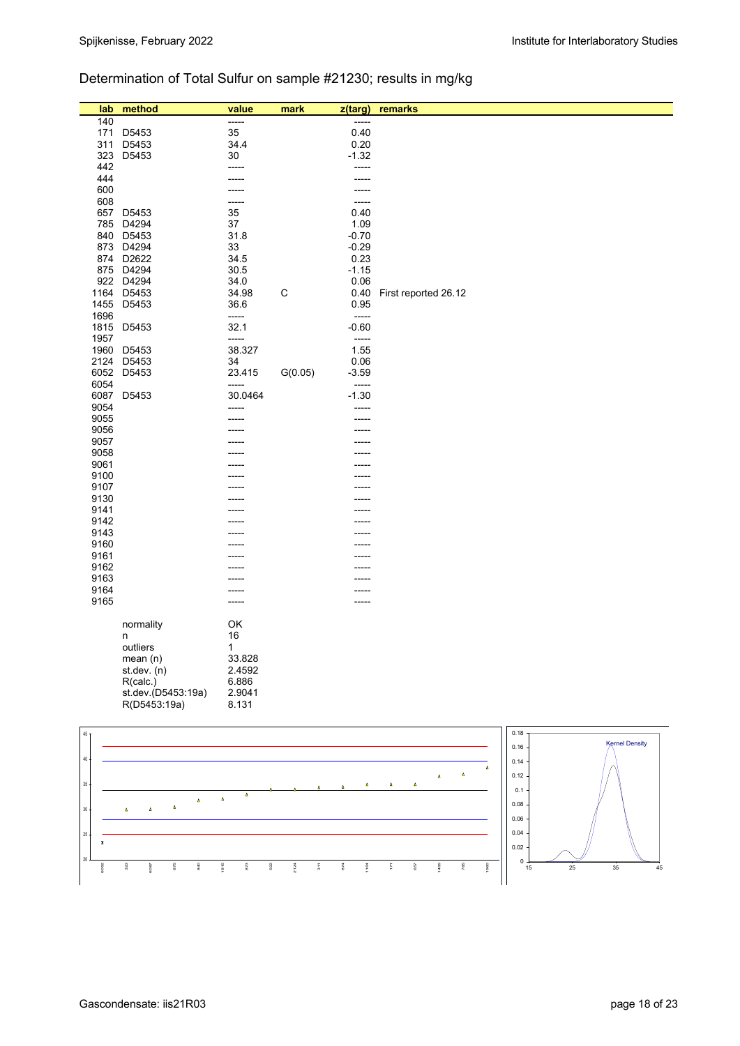## Determination of Total Sulfur on sample #21230; results in mg/kg

| lab | method | value | mark | z(targ) | remarks |
|---|---|---|---|---|---|
| 140 | | ----- | | ----- | |
| 171 | D5453 | 35 | | 0.40 | |
| 311 | D5453 | 34.4 | | 0.20 | |
| 323 | D5453 | 30 | | -1.32 | |
| 442 | | ----- | | ----- | |
| 444 | | ----- | | ----- | |
| 600 | | ----- | | ----- | |
| 608 | | ----- | | ----- | |
| 657 | D5453 | 35 | | 0.40 | |
| 785 | D4294 | 37 | | 1.09 | |
| 840 | D5453 | 31.8 | | -0.70 | |
| 873 | D4294 | 33 | | -0.29 | |
| 874 | D2622 | 34.5 | | 0.23 | |
| 875 | D4294 | 30.5 | | -1.15 | |
| 922 | D4294 | 34.0 | | 0.06 | |
| 1164 | D5453 | 34.98 | C | 0.40 | First reported 26.12 |
| 1455 | D5453 | 36.6 | | 0.95 | |
| 1696 | | ----- | | ----- | |
| 1815 | D5453 | 32.1 | | -0.60 | |
| 1957 | | ----- | | ----- | |
| 1960 | D5453 | 38.327 | | 1.55 | |
| 2124 | D5453 | 34 | | 0.06 | |
| 6052 | D5453 | 23.415 | G(0.05) | -3.59 | |
| 6054 | | ----- | | ----- | |
| 6087 | D5453 | 30.0464 | | -1.30 | |
| 9054 | | ----- | | ----- | |
| 9055 | | ----- | | ----- | |
| 9056 | | ----- | | ----- | |
| 9057 | | ----- | | ----- | |
| 9058 | | ----- | | ----- | |
| 9061 | | ----- | | ----- | |
| 9100 | | ----- | | ----- | |
| 9107 | | ----- | | ----- | |
| 9130 | | ----- | | ----- | |
| 9141 | | ----- | | ----- | |
| 9142 | | ----- | | ----- | |
| 9143 | | ----- | | ----- | |
| 9160 | | ----- | | ----- | |
| 9161 | | ----- | | ----- | |
| 9162 | | ----- | | ----- | |
| 9163 | | ----- | | ----- | |
| 9164 | | ----- | | ----- | |
| 9165 | | ----- | | ----- | |

| | |
|---|---|
| normality | OK |
| n | 16 |
| outliers | 1 |
| mean (n) | 33.828 |
| st.dev. (n) | 2.4592 |
| R(calc.) | 6.886 |
| st.dev.(D5453:19a) | 2.9041 |
| R(D5453:19a) | 8.131 |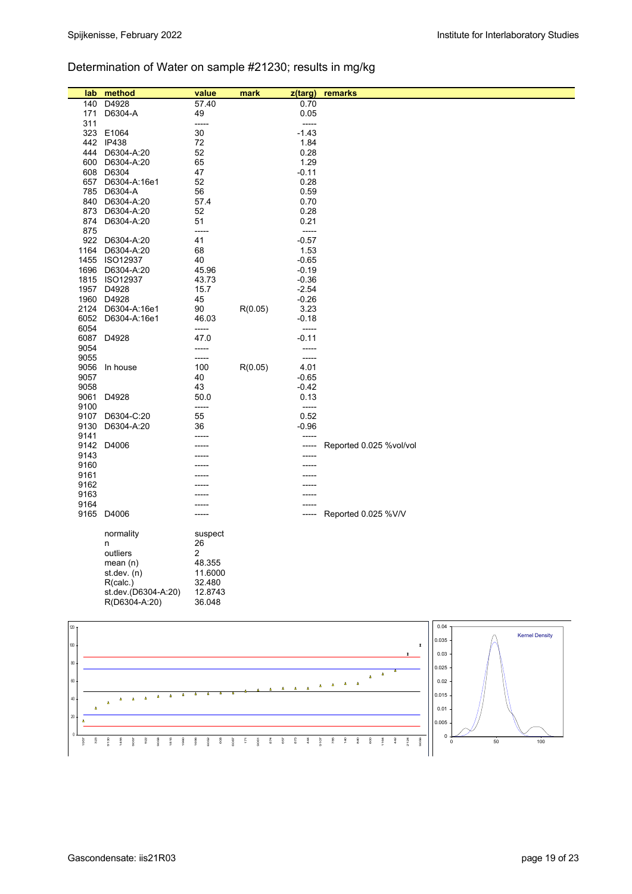## Determination of Water on sample #21230; results in mg/kg

| lab | method | value | mark | z(targ) | remarks |
|---|---|---|---|---|---|
| 140 | D4928 | 57.40 | | 0.70 | |
| 171 | D6304-A | 49 | | 0.05 | |
| 311 | | ----- | | ----- | |
| 323 | E1064 | 30 | | -1.43 | |
| 442 | IP438 | 72 | | 1.84 | |
| 444 | D6304-A:20 | 52 | | 0.28 | |
| 600 | D6304-A:20 | 65 | | 1.29 | |
| 608 | D6304 | 47 | | -0.11 | |
| 657 | D6304-A:16e1 | 52 | | 0.28 | |
| 785 | D6304-A | 56 | | 0.59 | |
| 840 | D6304-A:20 | 57.4 | | 0.70 | |
| 873 | D6304-A:20 | 52 | | 0.28 | |
| 874 | D6304-A:20 | 51 | | 0.21 | |
| 875 | | ----- | | ----- | |
| 922 | D6304-A:20 | 41 | | -0.57 | |
| 1164 | D6304-A:20 | 68 | | 1.53 | |
| 1455 | ISO12937 | 40 | | -0.65 | |
| 1696 | D6304-A:20 | 45.96 | | -0.19 | |
| 1815 | ISO12937 | 43.73 | | -0.36 | |
| 1957 | D4928 | 15.7 | | -2.54 | |
| 1960 | D4928 | 45 | | -0.26 | |
| 2124 | D6304-A:16e1 | 90 | R(0.05) | 3.23 | |
| 6052 | D6304-A:16e1 | 46.03 | | -0.18 | |
| 6054 | | ----- | | ----- | |
| 6087 | D4928 | 47.0 | | -0.11 | |
| 9054 | | ----- | | ----- | |
| 9055 | | ----- | | ----- | |
| 9056 | In house | 100 | R(0.05) | 4.01 | |
| 9057 | | 40 | | -0.65 | |
| 9058 | | 43 | | -0.42 | |
| 9061 | D4928 | 50.0 | | 0.13 | |
| 9100 | | ----- | | ----- | |
| 9107 | D6304-C:20 | 55 | | 0.52 | |
| 9130 | D6304-A:20 | 36 | | -0.96 | |
| 9141 | | ----- | | ----- | |
| 9142 | D4006 | ----- | | ----- | Reported 0.025 %vol/vol |
| 9143 | | ----- | | ----- | |
| 9160 | | ----- | | ----- | |
| 9161 | | ----- | | ----- | |
| 9162 | | ----- | | ----- | |
| 9163 | | ----- | | ----- | |
| 9164 | | ----- | | ----- | |
| 9165 | D4006 | ----- | | ----- | Reported 0.025 %V/V |

| | |
|---|---|
| normality | suspect |
| n | 26 |
| outliers | 2 |
| mean (n) | 48.355 |
| st.dev. (n) | 11.6000 |
| R(calc.) | 32.480 |
| st.dev.(D6304-A:20) | 12.8743 |
| R(D6304-A:20) | 36.048 |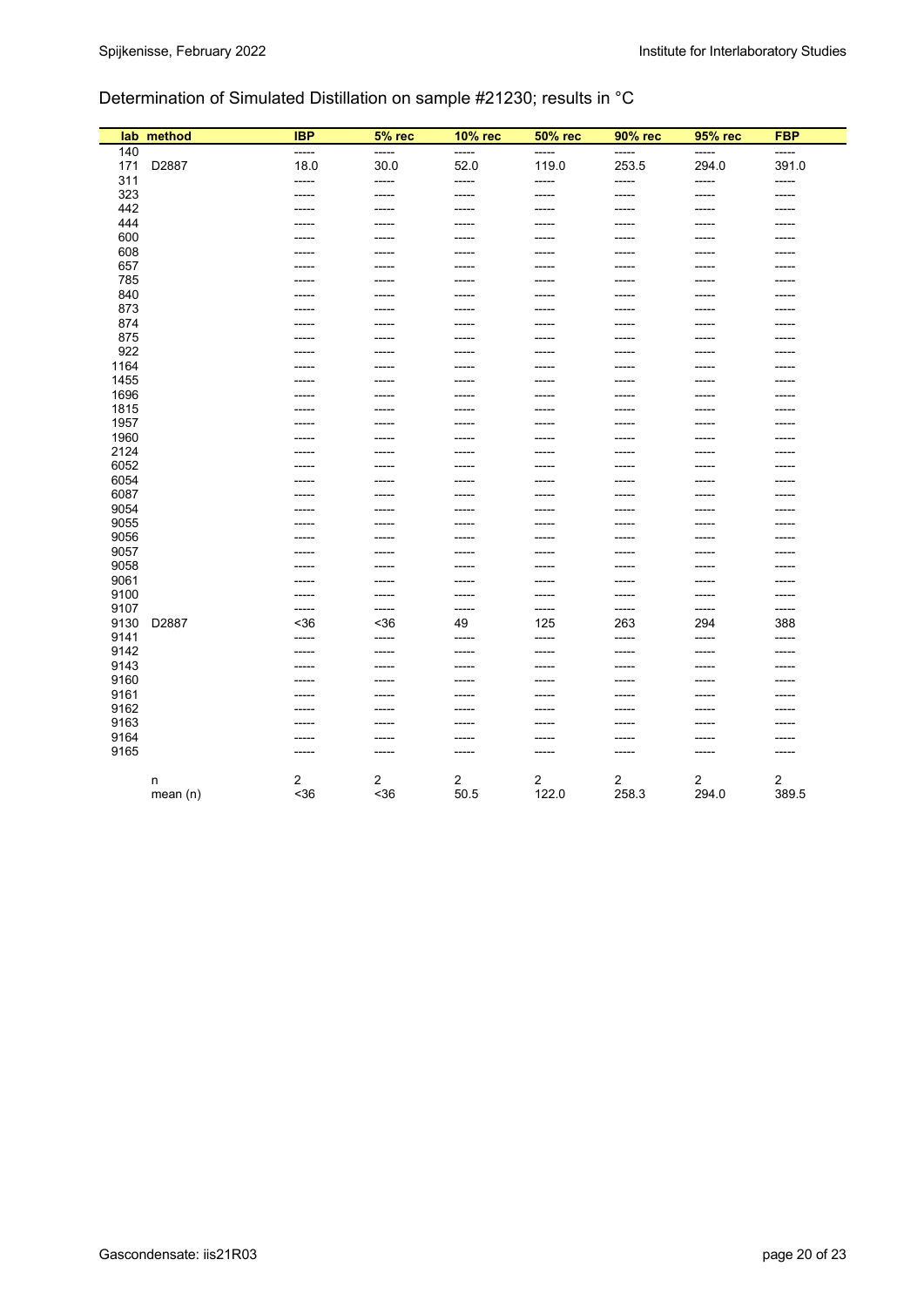# Determination of Simulated Distillation on sample #21230; results in °C

| lab | method | IBP | 5% rec | 10% rec | 50% rec | 90% rec | 95% rec | FBP |
|---|---|---|---|---|---|---|---|---|
| 140 | | ----- | ----- | ----- | ----- | ----- | ----- | ----- |
| 171 | D2887 | 18.0 | 30.0 | 52.0 | 119.0 | 253.5 | 294.0 | 391.0 |
| 311 | | ----- | ----- | ----- | ----- | ----- | ----- | ----- |
| 323 | | ----- | ----- | ----- | ----- | ----- | ----- | ----- |
| 442 | | ----- | ----- | ----- | ----- | ----- | ----- | ----- |
| 444 | | ----- | ----- | ----- | ----- | ----- | ----- | ----- |
| 600 | | ----- | ----- | ----- | ----- | ----- | ----- | ----- |
| 608 | | ----- | ----- | ----- | ----- | ----- | ----- | ----- |
| 657 | | ----- | ----- | ----- | ----- | ----- | ----- | ----- |
| 785 | | ----- | ----- | ----- | ----- | ----- | ----- | ----- |
| 840 | | ----- | ----- | ----- | ----- | ----- | ----- | ----- |
| 873 | | ----- | ----- | ----- | ----- | ----- | ----- | ----- |
| 874 | | ----- | ----- | ----- | ----- | ----- | ----- | ----- |
| 875 | | ----- | ----- | ----- | ----- | ----- | ----- | ----- |
| 922 | | ----- | ----- | ----- | ----- | ----- | ----- | ----- |
| 1164 | | ----- | ----- | ----- | ----- | ----- | ----- | ----- |
| 1455 | | ----- | ----- | ----- | ----- | ----- | ----- | ----- |
| 1696 | | ----- | ----- | ----- | ----- | ----- | ----- | ----- |
| 1815 | | ----- | ----- | ----- | ----- | ----- | ----- | ----- |
| 1957 | | ----- | ----- | ----- | ----- | ----- | ----- | ----- |
| 1960 | | ----- | ----- | ----- | ----- | ----- | ----- | ----- |
| 2124 | | ----- | ----- | ----- | ----- | ----- | ----- | ----- |
| 6052 | | ----- | ----- | ----- | ----- | ----- | ----- | ----- |
| 6054 | | ----- | ----- | ----- | ----- | ----- | ----- | ----- |
| 6087 | | ----- | ----- | ----- | ----- | ----- | ----- | ----- |
| 9054 | | ----- | ----- | ----- | ----- | ----- | ----- | ----- |
| 9055 | | ----- | ----- | ----- | ----- | ----- | ----- | ----- |
| 9056 | | ----- | ----- | ----- | ----- | ----- | ----- | ----- |
| 9057 | | ----- | ----- | ----- | ----- | ----- | ----- | ----- |
| 9058 | | ----- | ----- | ----- | ----- | ----- | ----- | ----- |
| 9061 | | ----- | ----- | ----- | ----- | ----- | ----- | ----- |
| 9100 | | ----- | ----- | ----- | ----- | ----- | ----- | ----- |
| 9107 | | ----- | ----- | ----- | ----- | ----- | ----- | ----- |
| 9130 | D2887 | <36 | <36 | 49 | 125 | 263 | 294 | 388 |
| 9141 | | ----- | ----- | ----- | ----- | ----- | ----- | ----- |
| 9142 | | ----- | ----- | ----- | ----- | ----- | ----- | ----- |
| 9143 | | ----- | ----- | ----- | ----- | ----- | ----- | ----- |
| 9160 | | ----- | ----- | ----- | ----- | ----- | ----- | ----- |
| 9161 | | ----- | ----- | ----- | ----- | ----- | ----- | ----- |
| 9162 | | ----- | ----- | ----- | ----- | ----- | ----- | ----- |
| 9163 | | ----- | ----- | ----- | ----- | ----- | ----- | ----- |
| 9164 | | ----- | ----- | ----- | ----- | ----- | ----- | ----- |
| 9165 | | ----- | ----- | ----- | ----- | ----- | ----- | ----- |
| | n | 2 | 2 | 2 | 2 | 2 | 2 | 2 |
| | mean (n) | <36 | <36 | 50.5 | 122.0 | 258.3 | 294.0 | 389.5 |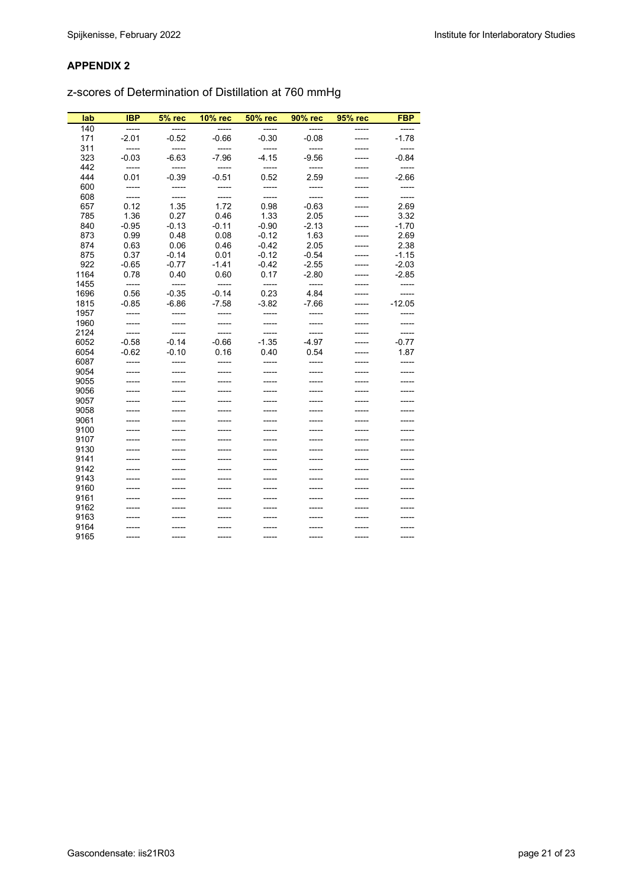## APPENDIX 2

z-scores of Determination of Distillation at 760 mmHg

| lab | IBP | 5% rec | 10% rec | 50% rec | 90% rec | 95% rec | FBP |
|---|---|---|---|---|---|---|---|
| 140 | ----- | ----- | ----- | ----- | ----- | ----- | ----- |
| 171 | -2.01 | -0.52 | -0.66 | -0.30 | -0.08 | ----- | -1.78 |
| 311 | ----- | ----- | ----- | ----- | ----- | ----- | ----- |
| 323 | -0.03 | -6.63 | -7.96 | -4.15 | -9.56 | ----- | -0.84 |
| 442 | ----- | ----- | ----- | ----- | ----- | ----- | ----- |
| 444 | 0.01 | -0.39 | -0.51 | 0.52 | 2.59 | ----- | -2.66 |
| 600 | ----- | ----- | ----- | ----- | ----- | ----- | ----- |
| 608 | ----- | ----- | ----- | ----- | ----- | ----- | ----- |
| 657 | 0.12 | 1.35 | 1.72 | 0.98 | -0.63 | ----- | 2.69 |
| 785 | 1.36 | 0.27 | 0.46 | 1.33 | 2.05 | ----- | 3.32 |
| 840 | -0.95 | -0.13 | -0.11 | -0.90 | -2.13 | ----- | -1.70 |
| 873 | 0.99 | 0.48 | 0.08 | -0.12 | 1.63 | ----- | 2.69 |
| 874 | 0.63 | 0.06 | 0.46 | -0.42 | 2.05 | ----- | 2.38 |
| 875 | 0.37 | -0.14 | 0.01 | -0.12 | -0.54 | ----- | -1.15 |
| 922 | -0.65 | -0.77 | -1.41 | -0.42 | -2.55 | ----- | -2.03 |
| 1164 | 0.78 | 0.40 | 0.60 | 0.17 | -2.80 | ----- | -2.85 |
| 1455 | ----- | ----- | ----- | ----- | ----- | ----- | ----- |
| 1696 | 0.56 | -0.35 | -0.14 | 0.23 | 4.84 | ----- | ----- |
| 1815 | -0.85 | -6.86 | -7.58 | -3.82 | -7.66 | ----- | -12.05 |
| 1957 | ----- | ----- | ----- | ----- | ----- | ----- | ----- |
| 1960 | ----- | ----- | ----- | ----- | ----- | ----- | ----- |
| 2124 | ----- | ----- | ----- | ----- | ----- | ----- | ----- |
| 6052 | -0.58 | -0.14 | -0.66 | -1.35 | -4.97 | ----- | -0.77 |
| 6054 | -0.62 | -0.10 | 0.16 | 0.40 | 0.54 | ----- | 1.87 |
| 6087 | ----- | ----- | ----- | ----- | ----- | ----- | ----- |
| 9054 | ----- | ----- | ----- | ----- | ----- | ----- | ----- |
| 9055 | ----- | ----- | ----- | ----- | ----- | ----- | ----- |
| 9056 | ----- | ----- | ----- | ----- | ----- | ----- | ----- |
| 9057 | ----- | ----- | ----- | ----- | ----- | ----- | ----- |
| 9058 | ----- | ----- | ----- | ----- | ----- | ----- | ----- |
| 9061 | ----- | ----- | ----- | ----- | ----- | ----- | ----- |
| 9100 | ----- | ----- | ----- | ----- | ----- | ----- | ----- |
| 9107 | ----- | ----- | ----- | ----- | ----- | ----- | ----- |
| 9130 | ----- | ----- | ----- | ----- | ----- | ----- | ----- |
| 9141 | ----- | ----- | ----- | ----- | ----- | ----- | ----- |
| 9142 | ----- | ----- | ----- | ----- | ----- | ----- | ----- |
| 9143 | ----- | ----- | ----- | ----- | ----- | ----- | ----- |
| 9160 | ----- | ----- | ----- | ----- | ----- | ----- | ----- |
| 9161 | ----- | ----- | ----- | ----- | ----- | ----- | ----- |
| 9162 | ----- | ----- | ----- | ----- | ----- | ----- | ----- |
| 9163 | ----- | ----- | ----- | ----- | ----- | ----- | ----- |
| 9164 | ----- | ----- | ----- | ----- | ----- | ----- | ----- |
| 9165 | ----- | ----- | ----- | ----- | ----- | ----- | ----- |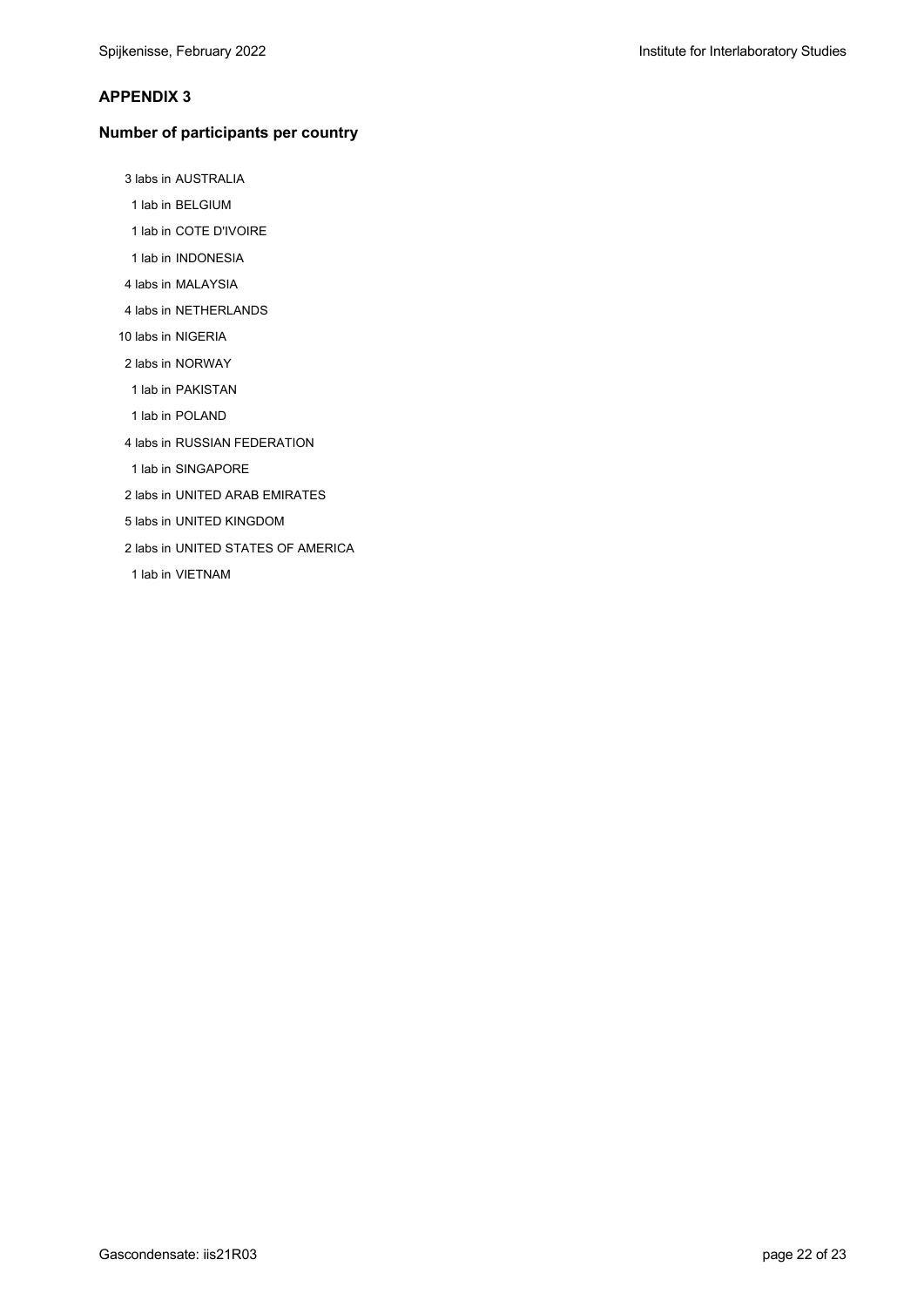## APPENDIX 3

### Number of participants per country

3 labs in AUSTRALIA

1 lab in BELGIUM

1 lab in COTE D'IVOIRE

1 lab in INDONESIA

4 labs in MALAYSIA

4 labs in NETHERLANDS

10 labs in NIGERIA

2 labs in NORWAY

1 lab in PAKISTAN

1 lab in POLAND

4 labs in RUSSIAN FEDERATION

1 lab in SINGAPORE

2 labs in UNITED ARAB EMIRATES

5 labs in UNITED KINGDOM

2 labs in UNITED STATES OF AMERICA

1 lab in VIETNAM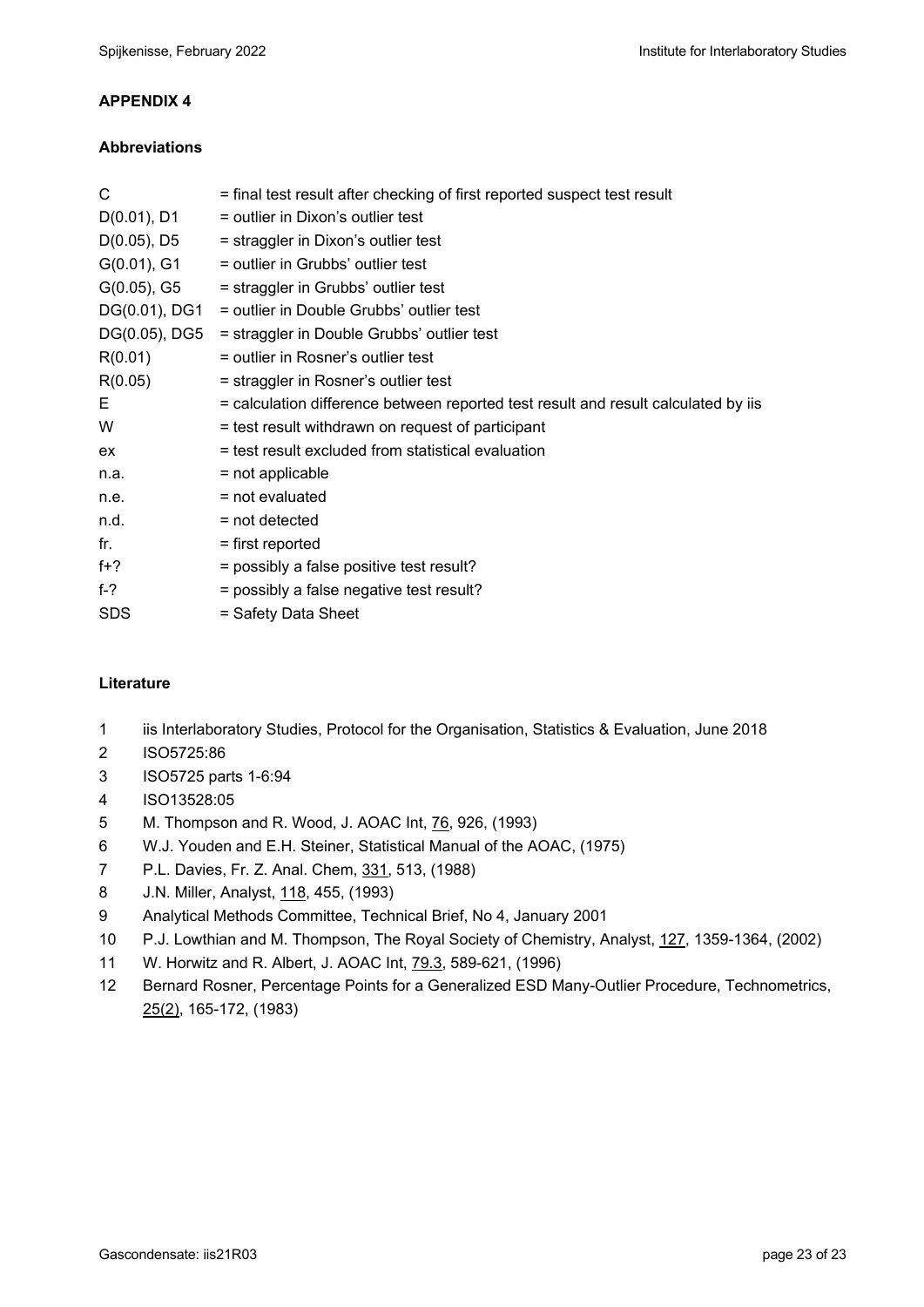**APPENDIX 4**

**Abbreviations**

| | | |
|---|---|---|
| C | = | final test result after checking of first reported suspect test result |
| D(0.01), D1 | = | outlier in Dixon's outlier test |
| D(0.05), D5 | = | straggler in Dixon's outlier test |
| G(0.01), G1 | = | outlier in Grubbs' outlier test |
| G(0.05), G5 | = | straggler in Grubbs' outlier test |
| DG(0.01), DG1 | = | outlier in Double Grubbs' outlier test |
| DG(0.05), DG5 | = | straggler in Double Grubbs' outlier test |
| R(0.01) | = | outlier in Rosner's outlier test |
| R(0.05) | = | straggler in Rosner's outlier test |
| E | = | calculation difference between reported test result and result calculated by iis |
| W | = | test result withdrawn on request of participant |
| ex | = | test result excluded from statistical evaluation |
| n.a. | = | not applicable |
| n.e. | = | not evaluated |
| n.d. | = | not detected |
| fr. | = | first reported |
| f+? | = | possibly a false positive test result? |
| f-? | = | possibly a false negative test result? |
| SDS | = | Safety Data Sheet |

**Literature**

1. iis Interlaboratory Studies, Protocol for the Organisation, Statistics & Evaluation, June 2018
2. ISO5725:86
3. ISO5725 parts 1-6:94
4. ISO13528:05
5. M. Thompson and R. Wood, J. AOAC Int, 76, 926, (1993)
6. W.J. Youden and E.H. Steiner, Statistical Manual of the AOAC, (1975)
7. P.L. Davies, Fr. Z. Anal. Chem, 331, 513, (1988)
8. J.N. Miller, Analyst, 118, 455, (1993)
9. Analytical Methods Committee, Technical Brief, No 4, January 2001
10. P.J. Lowthian and M. Thompson, The Royal Society of Chemistry, Analyst, 127, 1359-1364, (2002)
11. W. Horwitz and R. Albert, J. AOAC Int, 79.3, 589-621, (1996)
12. Bernard Rosner, Percentage Points for a Generalized ESD Many-Outlier Procedure, Technometrics, 25(2), 165-172, (1983)